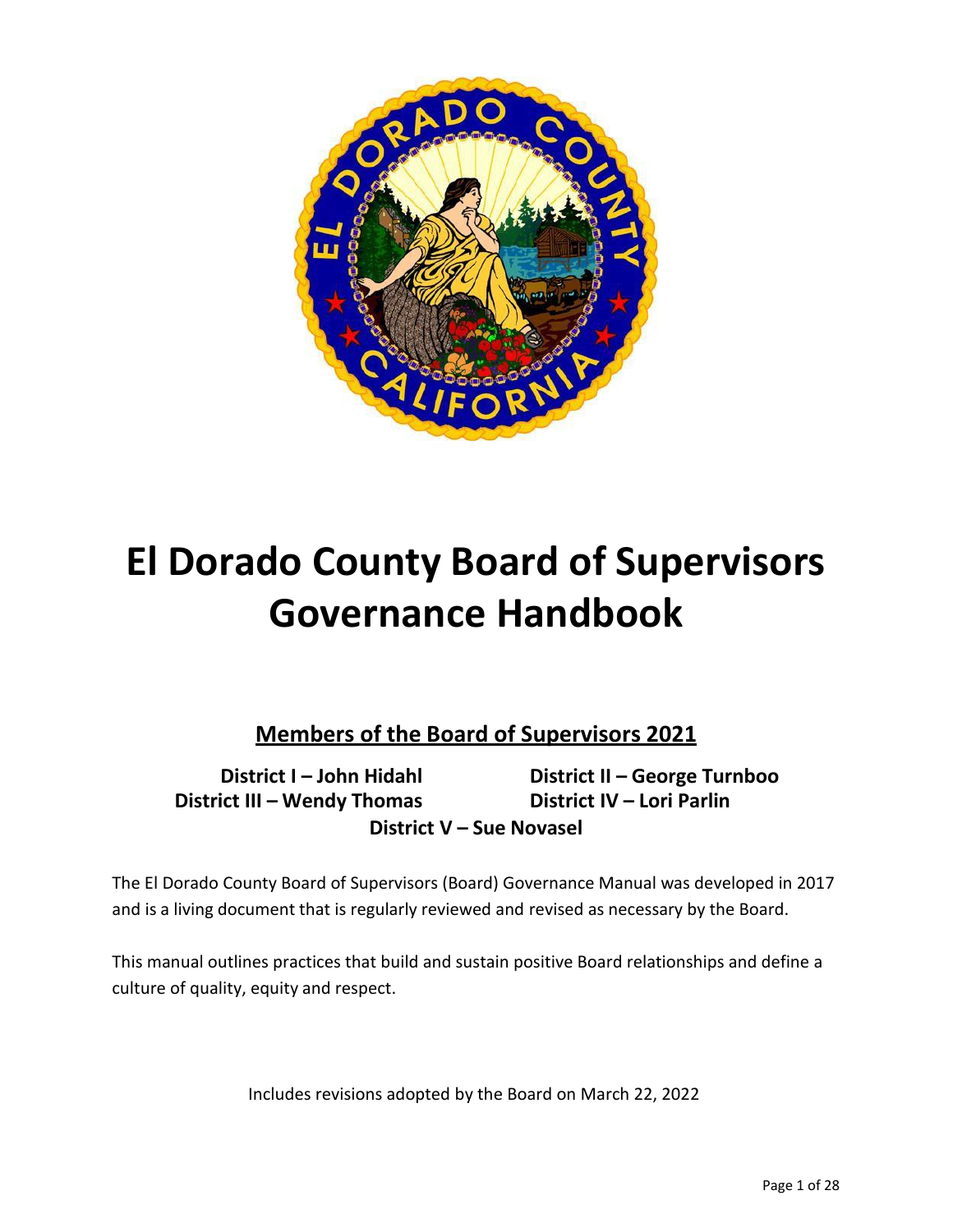# El Dorado County Board of Supervisors Governance Handbook

## Members of the Board of Supervisors 2021

**District I – John Hidahl**
**District II – George Turnboo**
**District III – Wendy Thomas**
**District IV – Lori Parlin**
**District V – Sue Novasel**

The El Dorado County Board of Supervisors (Board) Governance Manual was developed in 2017 and is a living document that is regularly reviewed and revised as necessary by the Board.

This manual outlines practices that build and sustain positive Board relationships and define a culture of quality, equity and respect.

Includes revisions adopted by the Board on March 22, 2022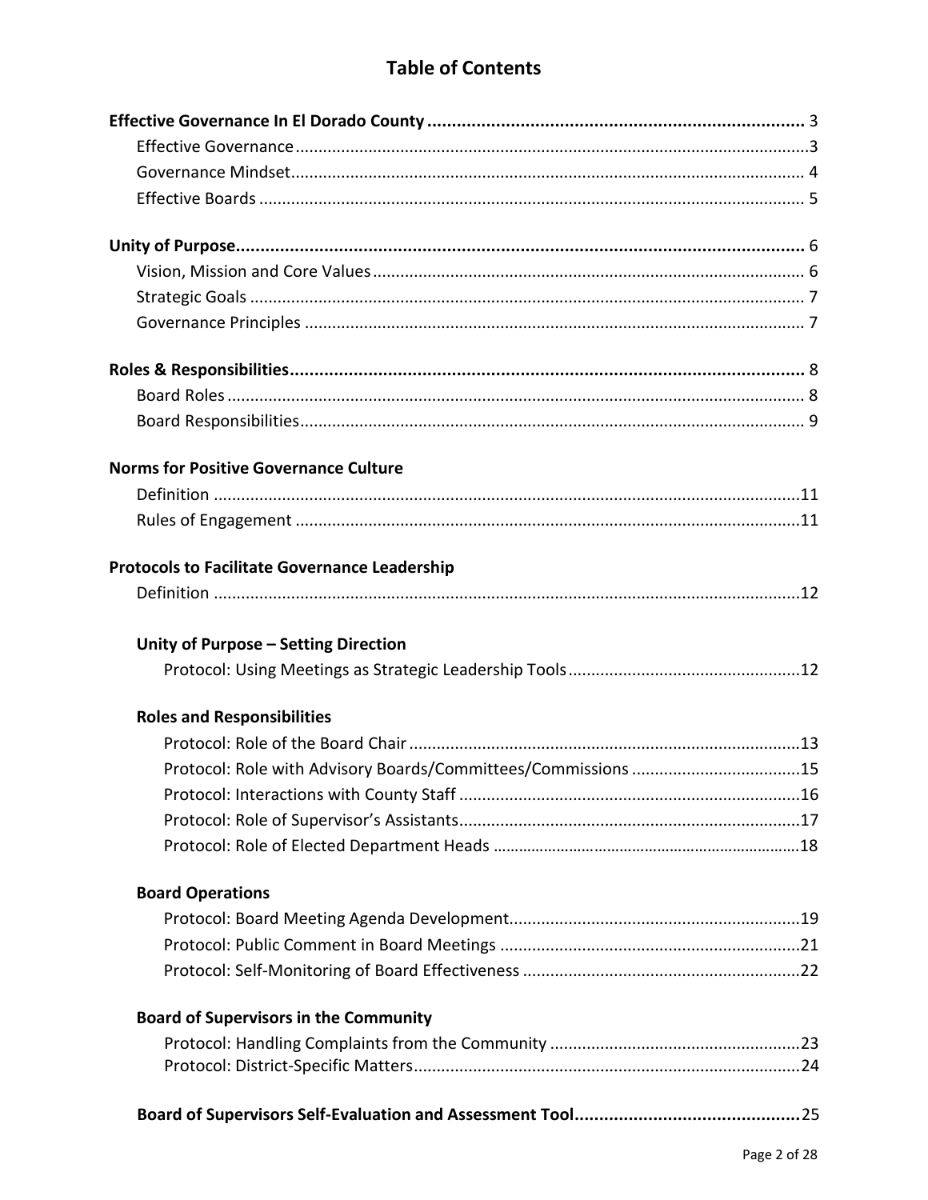# Table of Contents

**Effective Governance In El Dorado County** ..... 3
- Effective Governance ..... 3
- Governance Mindset ..... 4
- Effective Boards ..... 5

**Unity of Purpose** ..... 6
- Vision, Mission and Core Values ..... 6
- Strategic Goals ..... 7
- Governance Principles ..... 7

**Roles & Responsibilities** ..... 8
- Board Roles ..... 8
- Board Responsibilities ..... 9

**Norms for Positive Governance Culture**
- Definition ..... 11
- Rules of Engagement ..... 11

**Protocols to Facilitate Governance Leadership**
- Definition ..... 12

**Unity of Purpose – Setting Direction**
- Protocol: Using Meetings as Strategic Leadership Tools ..... 12

**Roles and Responsibilities**
- Protocol: Role of the Board Chair ..... 13
- Protocol: Role with Advisory Boards/Committees/Commissions ..... 15
- Protocol: Interactions with County Staff ..... 16
- Protocol: Role of Supervisor's Assistants ..... 17
- Protocol: Role of Elected Department Heads ..... 18

**Board Operations**
- Protocol: Board Meeting Agenda Development ..... 19
- Protocol: Public Comment in Board Meetings ..... 21
- Protocol: Self-Monitoring of Board Effectiveness ..... 22

**Board of Supervisors in the Community**
- Protocol: Handling Complaints from the Community ..... 23
- Protocol: District-Specific Matters ..... 24

**Board of Supervisors Self-Evaluation and Assessment Tool** ..... 25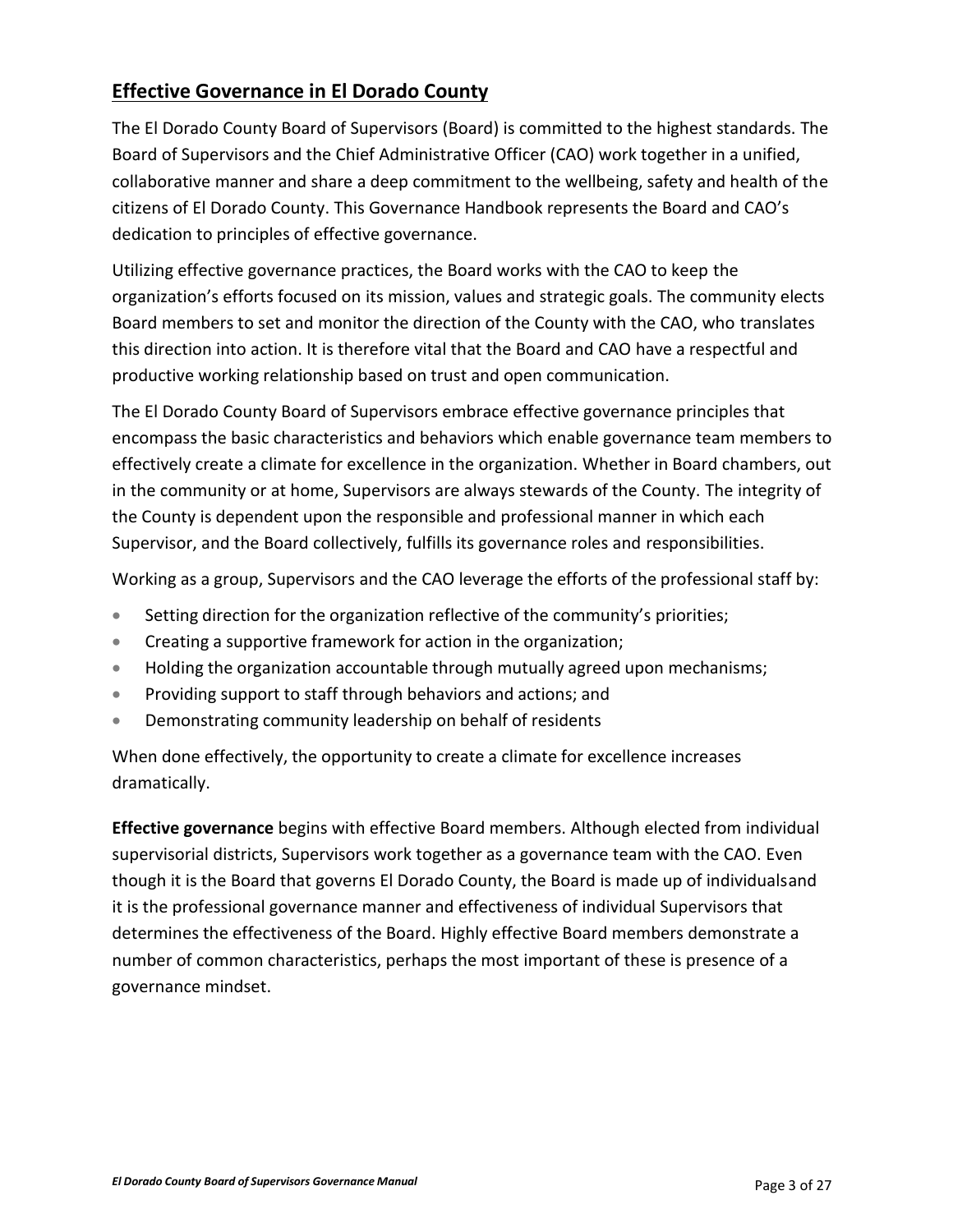## Effective Governance in El Dorado County

The El Dorado County Board of Supervisors (Board) is committed to the highest standards. The Board of Supervisors and the Chief Administrative Officer (CAO) work together in a unified, collaborative manner and share a deep commitment to the wellbeing, safety and health of the citizens of El Dorado County. This Governance Handbook represents the Board and CAO's dedication to principles of effective governance.

Utilizing effective governance practices, the Board works with the CAO to keep the organization's efforts focused on its mission, values and strategic goals. The community elects Board members to set and monitor the direction of the County with the CAO, who translates this direction into action. It is therefore vital that the Board and CAO have a respectful and productive working relationship based on trust and open communication.

The El Dorado County Board of Supervisors embrace effective governance principles that encompass the basic characteristics and behaviors which enable governance team members to effectively create a climate for excellence in the organization. Whether in Board chambers, out in the community or at home, Supervisors are always stewards of the County. The integrity of the County is dependent upon the responsible and professional manner in which each Supervisor, and the Board collectively, fulfills its governance roles and responsibilities.

Working as a group, Supervisors and the CAO leverage the efforts of the professional staff by:

- Setting direction for the organization reflective of the community's priorities;
- Creating a supportive framework for action in the organization;
- Holding the organization accountable through mutually agreed upon mechanisms;
- Providing support to staff through behaviors and actions; and
- Demonstrating community leadership on behalf of residents

When done effectively, the opportunity to create a climate for excellence increases dramatically.

**Effective governance** begins with effective Board members. Although elected from individual supervisorial districts, Supervisors work together as a governance team with the CAO. Even though it is the Board that governs El Dorado County, the Board is made up of individualsand it is the professional governance manner and effectiveness of individual Supervisors that determines the effectiveness of the Board. Highly effective Board members demonstrate a number of common characteristics, perhaps the most important of these is presence of a governance mindset.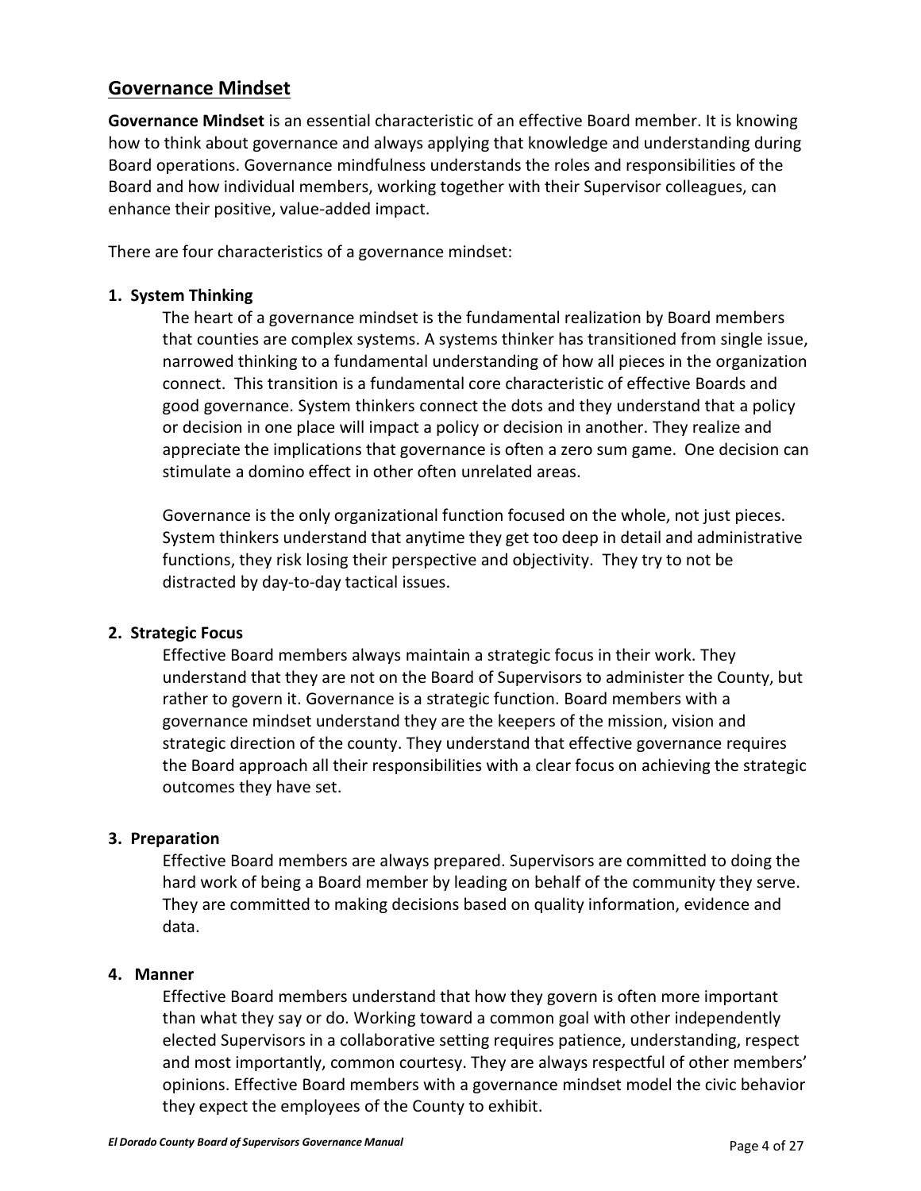## Governance Mindset

**Governance Mindset** is an essential characteristic of an effective Board member. It is knowing how to think about governance and always applying that knowledge and understanding during Board operations. Governance mindfulness understands the roles and responsibilities of the Board and how individual members, working together with their Supervisor colleagues, can enhance their positive, value-added impact.

There are four characteristics of a governance mindset:

**1. System Thinking**

The heart of a governance mindset is the fundamental realization by Board members that counties are complex systems. A systems thinker has transitioned from single issue, narrowed thinking to a fundamental understanding of how all pieces in the organization connect. This transition is a fundamental core characteristic of effective Boards and good governance. System thinkers connect the dots and they understand that a policy or decision in one place will impact a policy or decision in another. They realize and appreciate the implications that governance is often a zero sum game. One decision can stimulate a domino effect in other often unrelated areas.

Governance is the only organizational function focused on the whole, not just pieces. System thinkers understand that anytime they get too deep in detail and administrative functions, they risk losing their perspective and objectivity. They try to not be distracted by day-to-day tactical issues.

**2. Strategic Focus**

Effective Board members always maintain a strategic focus in their work. They understand that they are not on the Board of Supervisors to administer the County, but rather to govern it. Governance is a strategic function. Board members with a governance mindset understand they are the keepers of the mission, vision and strategic direction of the county. They understand that effective governance requires the Board approach all their responsibilities with a clear focus on achieving the strategic outcomes they have set.

**3. Preparation**

Effective Board members are always prepared. Supervisors are committed to doing the hard work of being a Board member by leading on behalf of the community they serve. They are committed to making decisions based on quality information, evidence and data.

**4. Manner**

Effective Board members understand that how they govern is often more important than what they say or do. Working toward a common goal with other independently elected Supervisors in a collaborative setting requires patience, understanding, respect and most importantly, common courtesy. They are always respectful of other members' opinions. Effective Board members with a governance mindset model the civic behavior they expect the employees of the County to exhibit.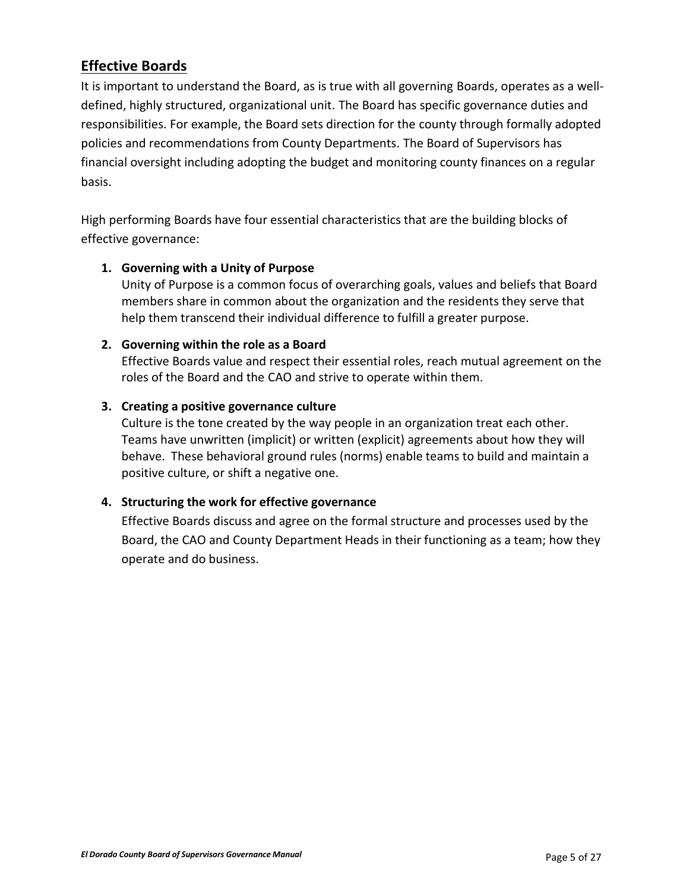## Effective Boards

It is important to understand the Board, as is true with all governing Boards, operates as a well-defined, highly structured, organizational unit. The Board has specific governance duties and responsibilities. For example, the Board sets direction for the county through formally adopted policies and recommendations from County Departments. The Board of Supervisors has financial oversight including adopting the budget and monitoring county finances on a regular basis.

High performing Boards have four essential characteristics that are the building blocks of effective governance:

1. **Governing with a Unity of Purpose**
   Unity of Purpose is a common focus of overarching goals, values and beliefs that Board members share in common about the organization and the residents they serve that help them transcend their individual difference to fulfill a greater purpose.

2. **Governing within the role as a Board**
   Effective Boards value and respect their essential roles, reach mutual agreement on the roles of the Board and the CAO and strive to operate within them.

3. **Creating a positive governance culture**
   Culture is the tone created by the way people in an organization treat each other. Teams have unwritten (implicit) or written (explicit) agreements about how they will behave. These behavioral ground rules (norms) enable teams to build and maintain a positive culture, or shift a negative one.

4. **Structuring the work for effective governance**
   Effective Boards discuss and agree on the formal structure and processes used by the Board, the CAO and County Department Heads in their functioning as a team; how they operate and do business.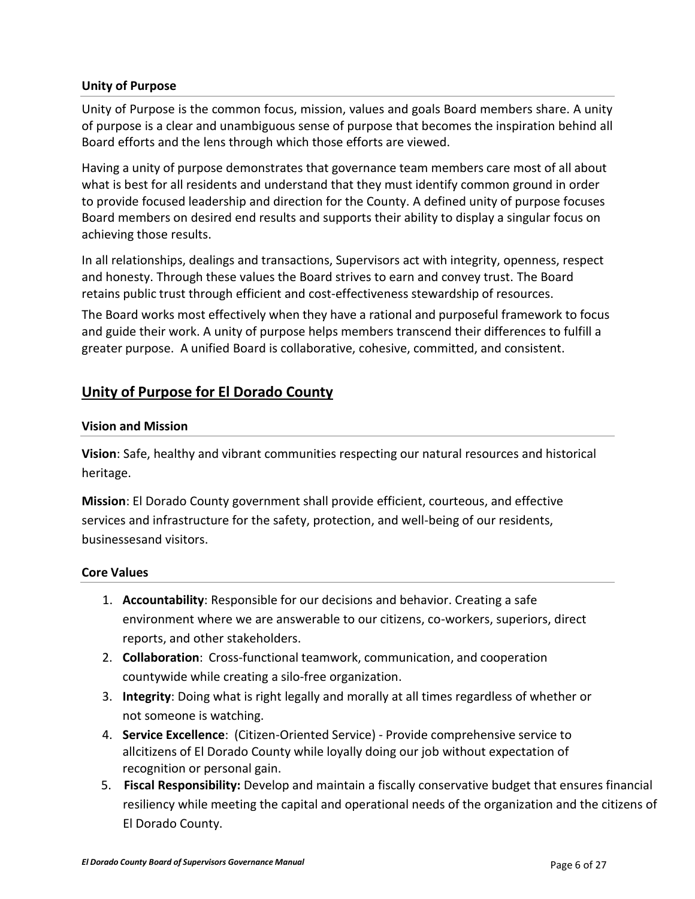### Unity of Purpose

Unity of Purpose is the common focus, mission, values and goals Board members share. A unity of purpose is a clear and unambiguous sense of purpose that becomes the inspiration behind all Board efforts and the lens through which those efforts are viewed.

Having a unity of purpose demonstrates that governance team members care most of all about what is best for all residents and understand that they must identify common ground in order to provide focused leadership and direction for the County. A defined unity of purpose focuses Board members on desired end results and supports their ability to display a singular focus on achieving those results.

In all relationships, dealings and transactions, Supervisors act with integrity, openness, respect and honesty. Through these values the Board strives to earn and convey trust. The Board retains public trust through efficient and cost-effectiveness stewardship of resources.

The Board works most effectively when they have a rational and purposeful framework to focus and guide their work. A unity of purpose helps members transcend their differences to fulfill a greater purpose. A unified Board is collaborative, cohesive, committed, and consistent.

## Unity of Purpose for El Dorado County

### Vision and Mission

**Vision**: Safe, healthy and vibrant communities respecting our natural resources and historical heritage.

**Mission**: El Dorado County government shall provide efficient, courteous, and effective services and infrastructure for the safety, protection, and well-being of our residents, businessesand visitors.

### Core Values

1. **Accountability**: Responsible for our decisions and behavior. Creating a safe environment where we are answerable to our citizens, co-workers, superiors, direct reports, and other stakeholders.
2. **Collaboration**: Cross-functional teamwork, communication, and cooperation countywide while creating a silo-free organization.
3. **Integrity**: Doing what is right legally and morally at all times regardless of whether or not someone is watching.
4. **Service Excellence**: (Citizen-Oriented Service) - Provide comprehensive service to allcitizens of El Dorado County while loyally doing our job without expectation of recognition or personal gain.
5. **Fiscal Responsibility:** Develop and maintain a fiscally conservative budget that ensures financial resiliency while meeting the capital and operational needs of the organization and the citizens of El Dorado County.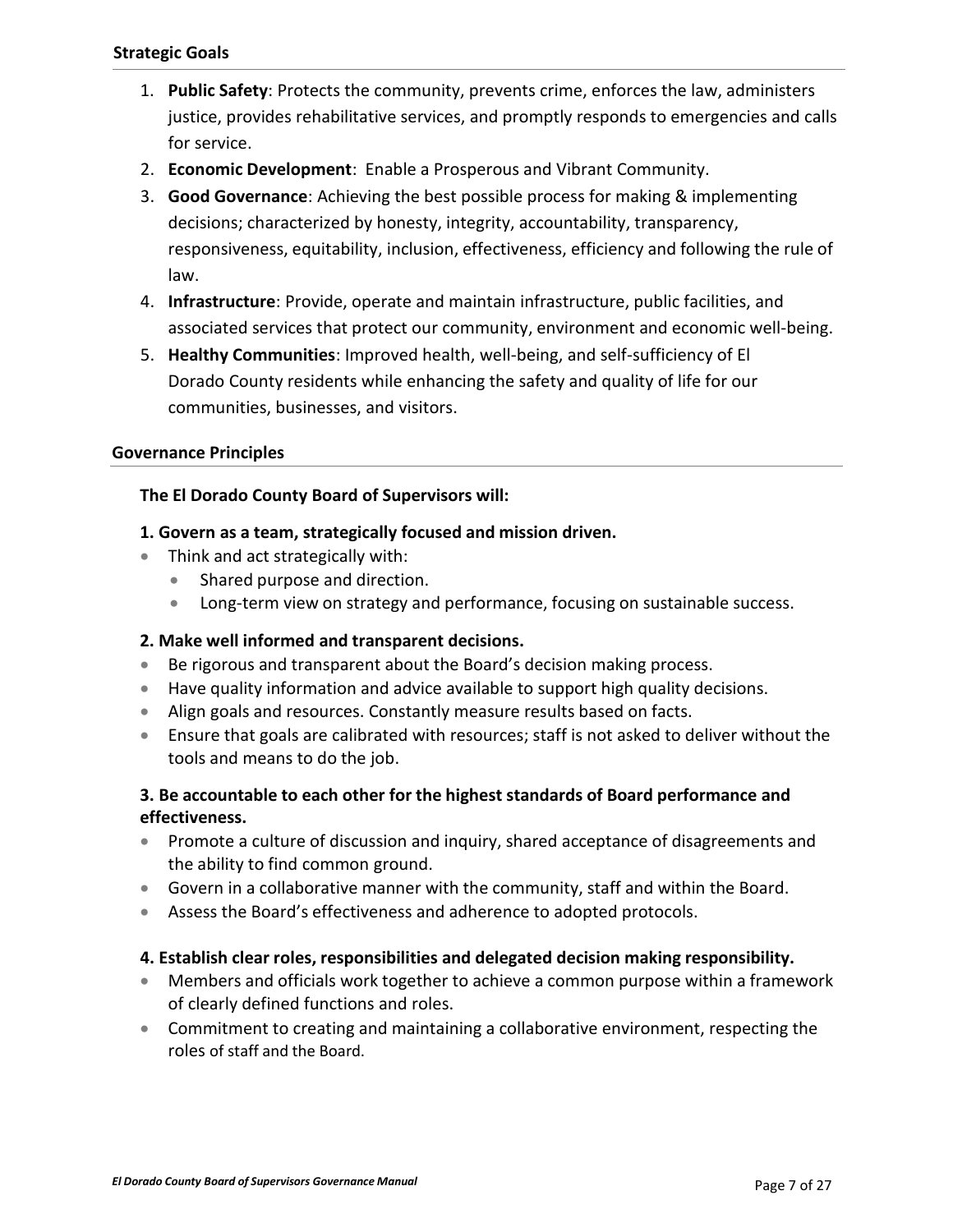## Strategic Goals

1. **Public Safety**: Protects the community, prevents crime, enforces the law, administers justice, provides rehabilitative services, and promptly responds to emergencies and calls for service.
2. **Economic Development**: Enable a Prosperous and Vibrant Community.
3. **Good Governance**: Achieving the best possible process for making & implementing decisions; characterized by honesty, integrity, accountability, transparency, responsiveness, equitability, inclusion, effectiveness, efficiency and following the rule of law.
4. **Infrastructure**: Provide, operate and maintain infrastructure, public facilities, and associated services that protect our community, environment and economic well-being.
5. **Healthy Communities**: Improved health, well-being, and self-sufficiency of El Dorado County residents while enhancing the safety and quality of life for our communities, businesses, and visitors.

## Governance Principles

**The El Dorado County Board of Supervisors will:**

**1. Govern as a team, strategically focused and mission driven.**

- Think and act strategically with:
  - Shared purpose and direction.
  - Long-term view on strategy and performance, focusing on sustainable success.

**2. Make well informed and transparent decisions.**

- Be rigorous and transparent about the Board's decision making process.
- Have quality information and advice available to support high quality decisions.
- Align goals and resources. Constantly measure results based on facts.
- Ensure that goals are calibrated with resources; staff is not asked to deliver without the tools and means to do the job.

**3. Be accountable to each other for the highest standards of Board performance and effectiveness.**

- Promote a culture of discussion and inquiry, shared acceptance of disagreements and the ability to find common ground.
- Govern in a collaborative manner with the community, staff and within the Board.
- Assess the Board's effectiveness and adherence to adopted protocols.

**4. Establish clear roles, responsibilities and delegated decision making responsibility.**

- Members and officials work together to achieve a common purpose within a framework of clearly defined functions and roles.
- Commitment to creating and maintaining a collaborative environment, respecting the roles of staff and the Board.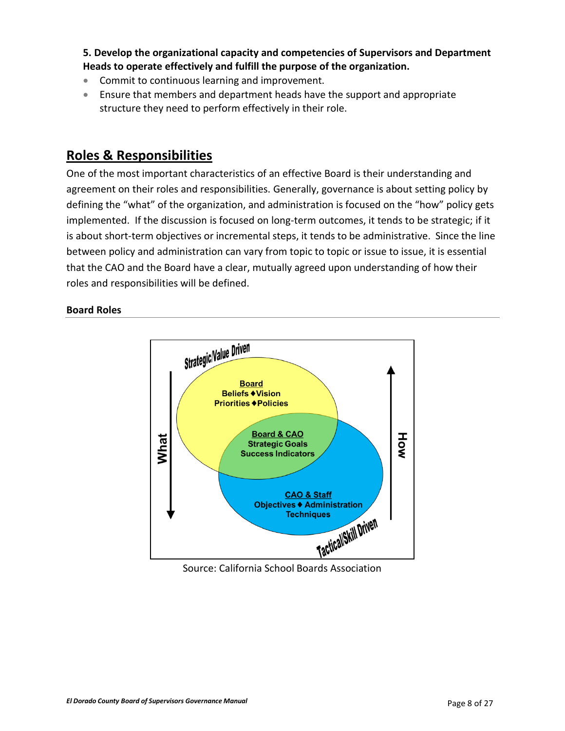**5. Develop the organizational capacity and competencies of Supervisors and Department Heads to operate effectively and fulfill the purpose of the organization.**

- Commit to continuous learning and improvement.
- Ensure that members and department heads have the support and appropriate structure they need to perform effectively in their role.

## Roles & Responsibilities

One of the most important characteristics of an effective Board is their understanding and agreement on their roles and responsibilities. Generally, governance is about setting policy by defining the "what" of the organization, and administration is focused on the "how" policy gets implemented. If the discussion is focused on long-term outcomes, it tends to be strategic; if it is about short-term objectives or incremental steps, it tends to be administrative. Since the line between policy and administration can vary from topic to topic or issue to issue, it is essential that the CAO and the Board have a clear, mutually agreed upon understanding of how their roles and responsibilities will be defined.

### Board Roles

Strategic/Value Driven

**Board**
Beliefs ♦ Vision
Priorities ♦ Policies

**Board & CAO**
Strategic Goals
Success Indicators

**CAO & Staff**
Objectives ♦ Administration
Techniques

Tactical/Skill Driven

What / How

Source: California School Boards Association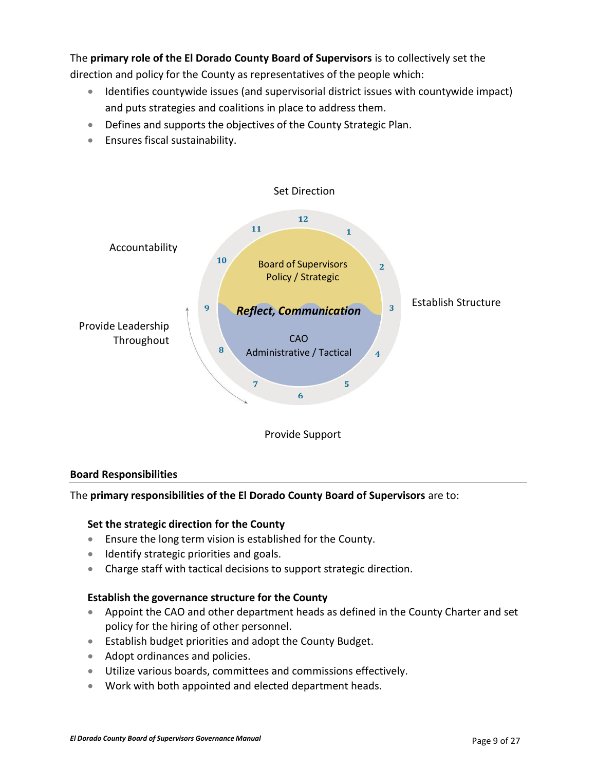The **primary role of the El Dorado County Board of Supervisors** is to collectively set the direction and policy for the County as representatives of the people which:

- Identifies countywide issues (and supervisorial district issues with countywide impact) and puts strategies and coalitions in place to address them.
- Defines and supports the objectives of the County Strategic Plan.
- Ensures fiscal sustainability.

Set Direction

Accountability

Establish Structure

Provide Leadership Throughout

Board of Supervisors
Policy / Strategic

***Reflect, Communication***

CAO
Administrative / Tactical

Provide Support

## Board Responsibilities

The **primary responsibilities of the El Dorado County Board of Supervisors** are to:

### Set the strategic direction for the County

- Ensure the long term vision is established for the County.
- Identify strategic priorities and goals.
- Charge staff with tactical decisions to support strategic direction.

### Establish the governance structure for the County

- Appoint the CAO and other department heads as defined in the County Charter and set policy for the hiring of other personnel.
- Establish budget priorities and adopt the County Budget.
- Adopt ordinances and policies.
- Utilize various boards, committees and commissions effectively.
- Work with both appointed and elected department heads.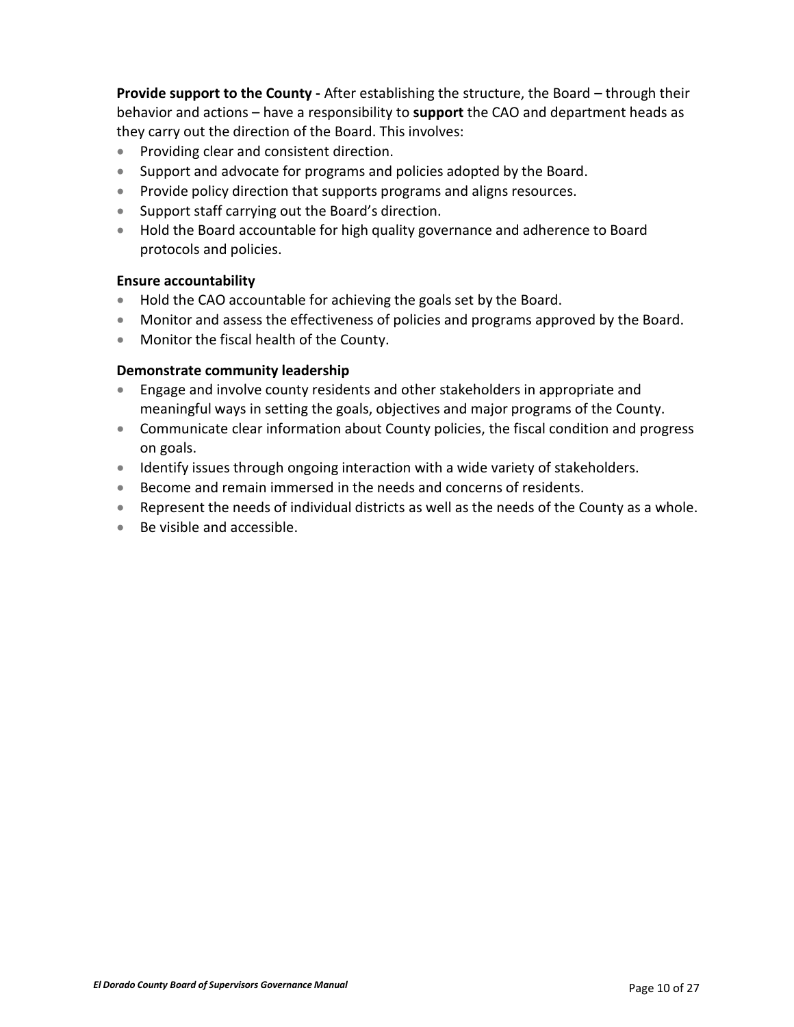**Provide support to the County -** After establishing the structure, the Board – through their behavior and actions – have a responsibility to **support** the CAO and department heads as they carry out the direction of the Board. This involves:

- Providing clear and consistent direction.
- Support and advocate for programs and policies adopted by the Board.
- Provide policy direction that supports programs and aligns resources.
- Support staff carrying out the Board's direction.
- Hold the Board accountable for high quality governance and adherence to Board protocols and policies.

**Ensure accountability**

- Hold the CAO accountable for achieving the goals set by the Board.
- Monitor and assess the effectiveness of policies and programs approved by the Board.
- Monitor the fiscal health of the County.

**Demonstrate community leadership**

- Engage and involve county residents and other stakeholders in appropriate and meaningful ways in setting the goals, objectives and major programs of the County.
- Communicate clear information about County policies, the fiscal condition and progress on goals.
- Identify issues through ongoing interaction with a wide variety of stakeholders.
- Become and remain immersed in the needs and concerns of residents.
- Represent the needs of individual districts as well as the needs of the County as a whole.
- Be visible and accessible.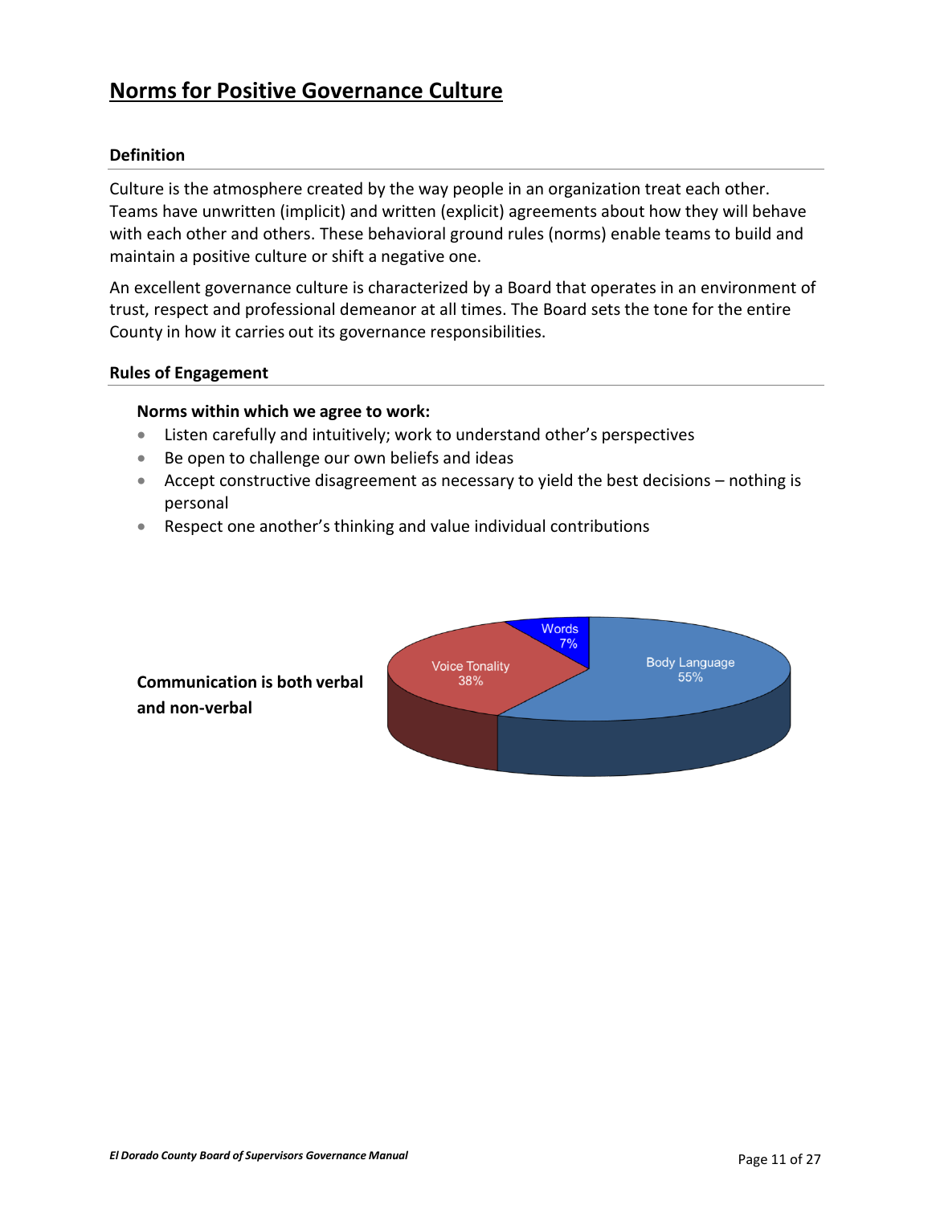# Norms for Positive Governance Culture

### Definition

Culture is the atmosphere created by the way people in an organization treat each other. Teams have unwritten (implicit) and written (explicit) agreements about how they will behave with each other and others. These behavioral ground rules (norms) enable teams to build and maintain a positive culture or shift a negative one.

An excellent governance culture is characterized by a Board that operates in an environment of trust, respect and professional demeanor at all times. The Board sets the tone for the entire County in how it carries out its governance responsibilities.

### Rules of Engagement

**Norms within which we agree to work:**

- Listen carefully and intuitively; work to understand other's perspectives
- Be open to challenge our own beliefs and ideas
- Accept constructive disagreement as necessary to yield the best decisions – nothing is personal
- Respect one another's thinking and value individual contributions

**Communication is both verbal and non-verbal**

Words 7%

Voice Tonality 38%

Body Language 55%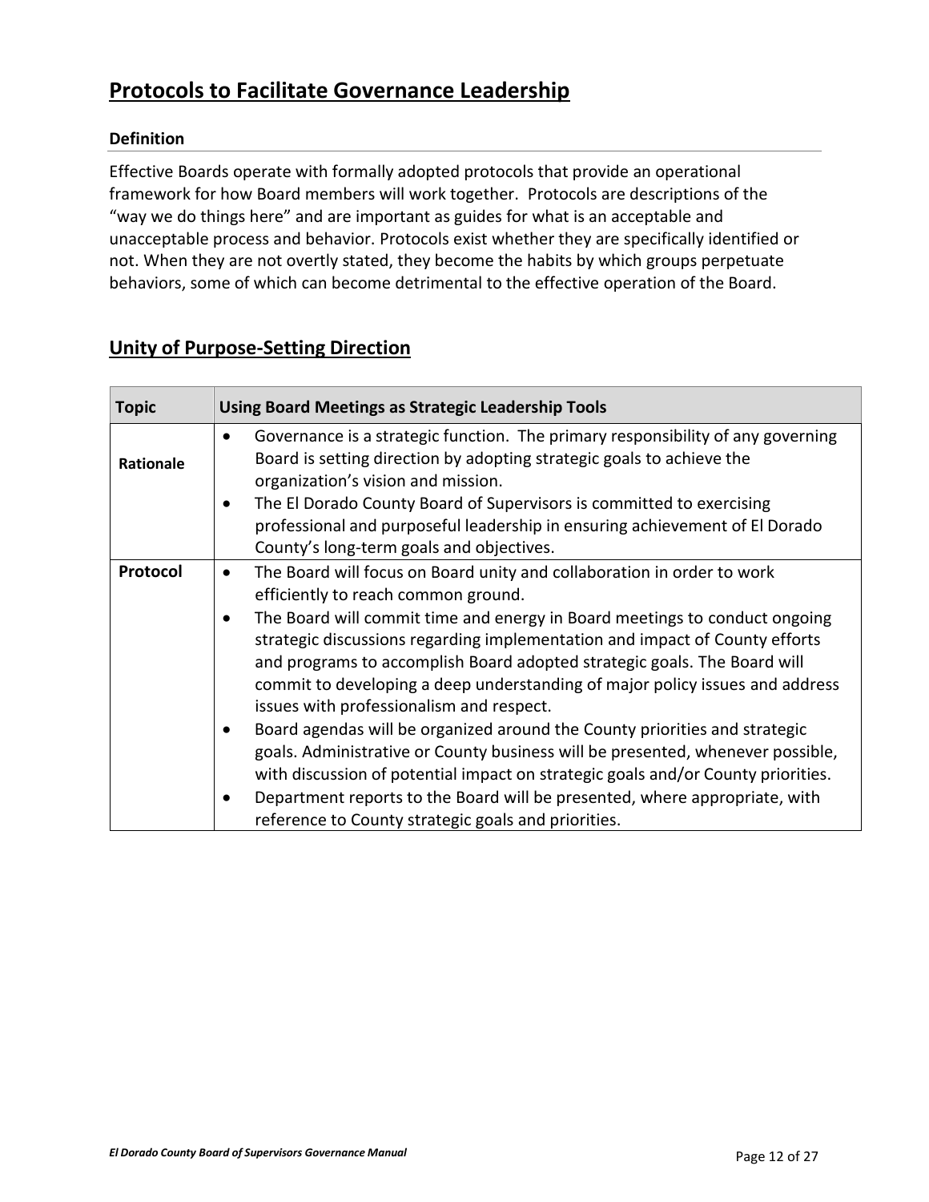## Protocols to Facilitate Governance Leadership

### Definition

Effective Boards operate with formally adopted protocols that provide an operational framework for how Board members will work together. Protocols are descriptions of the "way we do things here" and are important as guides for what is an acceptable and unacceptable process and behavior. Protocols exist whether they are specifically identified or not. When they are not overtly stated, they become the habits by which groups perpetuate behaviors, some of which can become detrimental to the effective operation of the Board.

## Unity of Purpose-Setting Direction

| Topic | Using Board Meetings as Strategic Leadership Tools |
|---|---|
| **Rationale** | • Governance is a strategic function. The primary responsibility of any governing Board is setting direction by adopting strategic goals to achieve the organization's vision and mission.<br>• The El Dorado County Board of Supervisors is committed to exercising professional and purposeful leadership in ensuring achievement of El Dorado County's long-term goals and objectives. |
| **Protocol** | • The Board will focus on Board unity and collaboration in order to work efficiently to reach common ground.<br>• The Board will commit time and energy in Board meetings to conduct ongoing strategic discussions regarding implementation and impact of County efforts and programs to accomplish Board adopted strategic goals. The Board will commit to developing a deep understanding of major policy issues and address issues with professionalism and respect.<br>• Board agendas will be organized around the County priorities and strategic goals. Administrative or County business will be presented, whenever possible, with discussion of potential impact on strategic goals and/or County priorities.<br>• Department reports to the Board will be presented, where appropriate, with reference to County strategic goals and priorities. |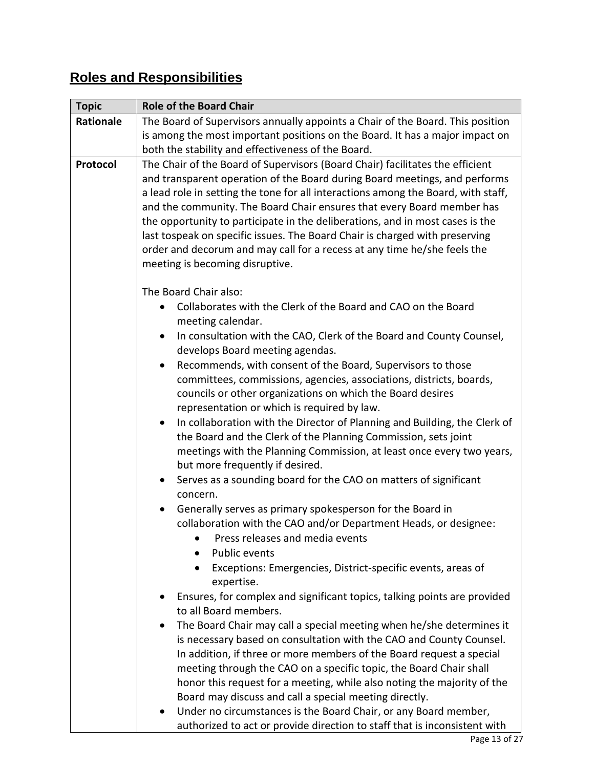## Roles and Responsibilities

| Topic | Role of the Board Chair |
|---|---|
| **Rationale** | The Board of Supervisors annually appoints a Chair of the Board. This position is among the most important positions on the Board. It has a major impact on both the stability and effectiveness of the Board. |
| **Protocol** | The Chair of the Board of Supervisors (Board Chair) facilitates the efficient and transparent operation of the Board during Board meetings, and performs a lead role in setting the tone for all interactions among the Board, with staff, and the community. The Board Chair ensures that every Board member has the opportunity to participate in the deliberations, and in most cases is the last tospeak on specific issues. The Board Chair is charged with preserving order and decorum and may call for a recess at any time he/she feels the meeting is becoming disruptive.<br><br>The Board Chair also:<br>• Collaborates with the Clerk of the Board and CAO on the Board meeting calendar.<br>• In consultation with the CAO, Clerk of the Board and County Counsel, develops Board meeting agendas.<br>• Recommends, with consent of the Board, Supervisors to those committees, commissions, agencies, associations, districts, boards, councils or other organizations on which the Board desires representation or which is required by law.<br>• In collaboration with the Director of Planning and Building, the Clerk of the Board and the Clerk of the Planning Commission, sets joint meetings with the Planning Commission, at least once every two years, but more frequently if desired.<br>• Serves as a sounding board for the CAO on matters of significant concern.<br>• Generally serves as primary spokesperson for the Board in collaboration with the CAO and/or Department Heads, or designee:<br>&nbsp;&nbsp;&nbsp;&nbsp;• Press releases and media events<br>&nbsp;&nbsp;&nbsp;&nbsp;• Public events<br>&nbsp;&nbsp;&nbsp;&nbsp;• Exceptions: Emergencies, District-specific events, areas of expertise.<br>• Ensures, for complex and significant topics, talking points are provided to all Board members.<br>• The Board Chair may call a special meeting when he/she determines it is necessary based on consultation with the CAO and County Counsel. In addition, if three or more members of the Board request a special meeting through the CAO on a specific topic, the Board Chair shall honor this request for a meeting, while also noting the majority of the Board may discuss and call a special meeting directly.<br>• Under no circumstances is the Board Chair, or any Board member, authorized to act or provide direction to staff that is inconsistent with |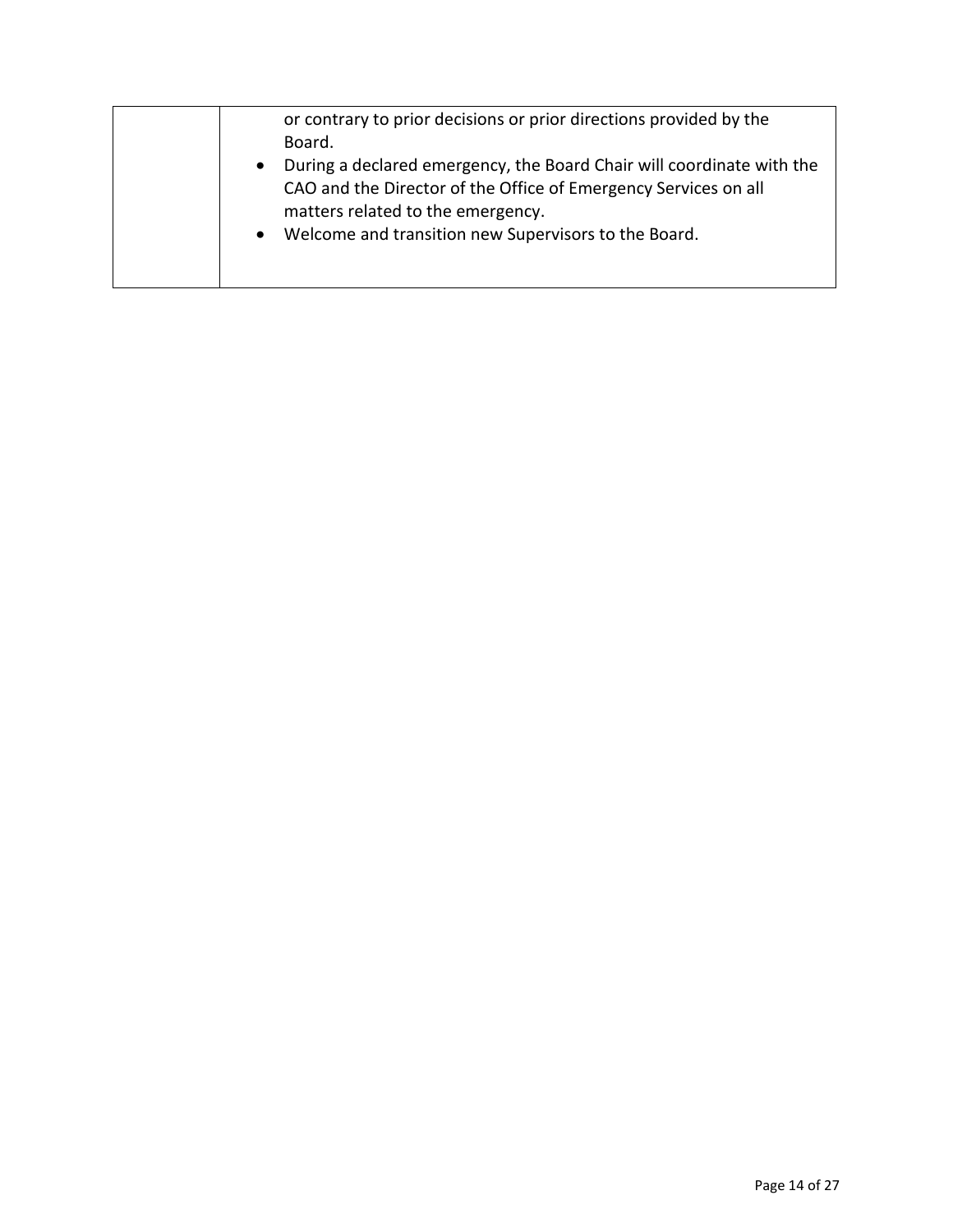| | |
|---|---|
| | or contrary to prior decisions or prior directions provided by the Board.<br>• During a declared emergency, the Board Chair will coordinate with the CAO and the Director of the Office of Emergency Services on all matters related to the emergency.<br>• Welcome and transition new Supervisors to the Board. |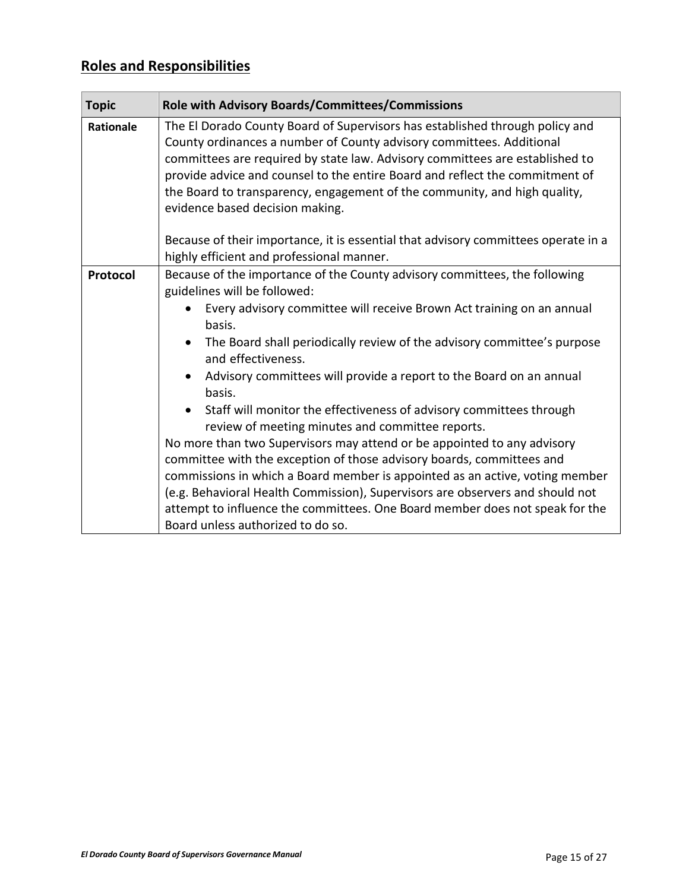## Roles and Responsibilities

| Topic | Role with Advisory Boards/Committees/Commissions |
|---|---|
| **Rationale** | The El Dorado County Board of Supervisors has established through policy and County ordinances a number of County advisory committees. Additional committees are required by state law. Advisory committees are established to provide advice and counsel to the entire Board and reflect the commitment of the Board to transparency, engagement of the community, and high quality, evidence based decision making.<br><br>Because of their importance, it is essential that advisory committees operate in a highly efficient and professional manner. |
| **Protocol** | Because of the importance of the County advisory committees, the following guidelines will be followed:<br>• Every advisory committee will receive Brown Act training on an annual basis.<br>• The Board shall periodically review of the advisory committee's purpose and effectiveness.<br>• Advisory committees will provide a report to the Board on an annual basis.<br>• Staff will monitor the effectiveness of advisory committees through review of meeting minutes and committee reports.<br>No more than two Supervisors may attend or be appointed to any advisory committee with the exception of those advisory boards, committees and commissions in which a Board member is appointed as an active, voting member (e.g. Behavioral Health Commission), Supervisors are observers and should not attempt to influence the committees. One Board member does not speak for the Board unless authorized to do so. |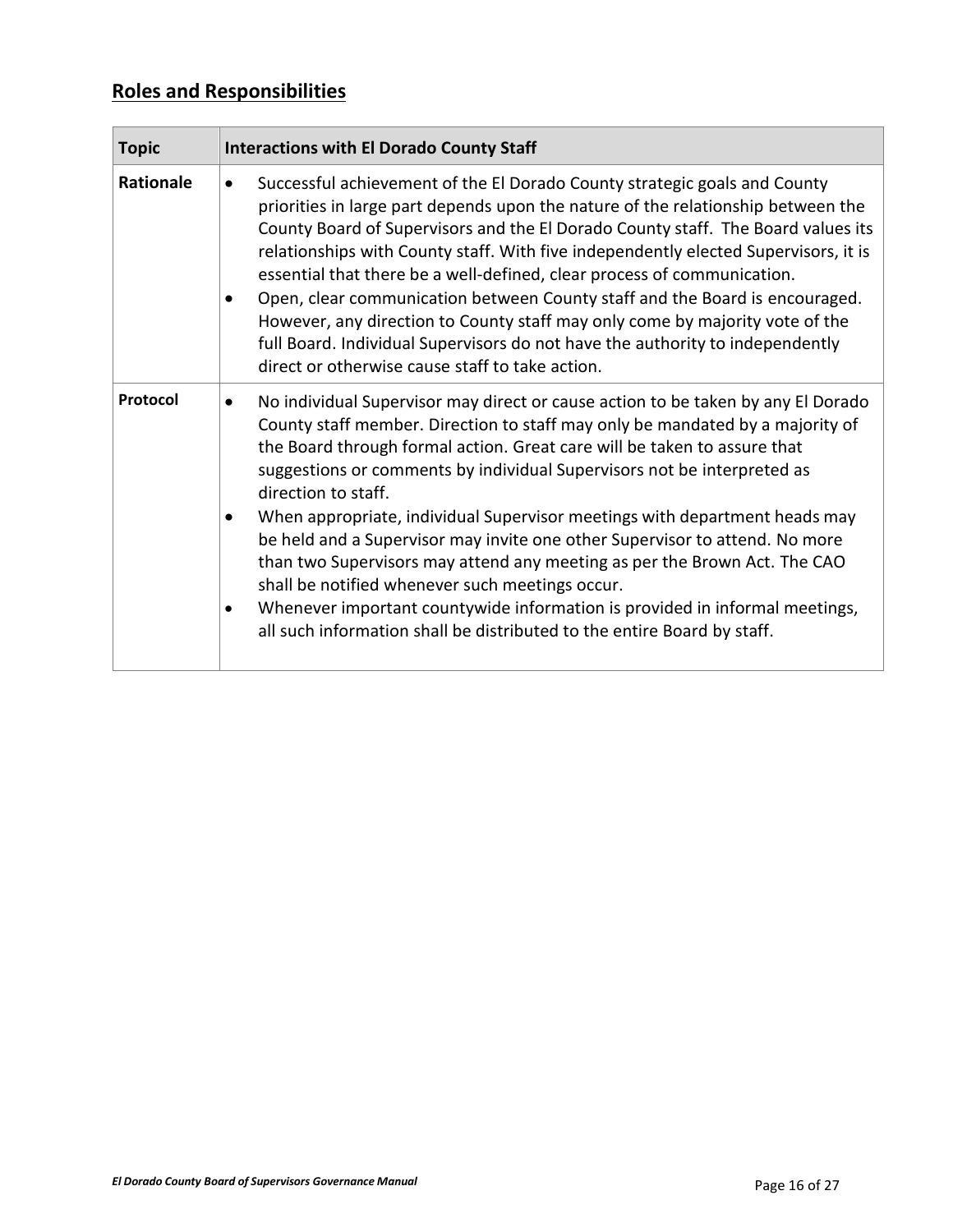## Roles and Responsibilities

| Topic | Interactions with El Dorado County Staff |
| --- | --- |
| **Rationale** | • Successful achievement of the El Dorado County strategic goals and County priorities in large part depends upon the nature of the relationship between the County Board of Supervisors and the El Dorado County staff. The Board values its relationships with County staff. With five independently elected Supervisors, it is essential that there be a well-defined, clear process of communication.<br>• Open, clear communication between County staff and the Board is encouraged. However, any direction to County staff may only come by majority vote of the full Board. Individual Supervisors do not have the authority to independently direct or otherwise cause staff to take action. |
| **Protocol** | • No individual Supervisor may direct or cause action to be taken by any El Dorado County staff member. Direction to staff may only be mandated by a majority of the Board through formal action. Great care will be taken to assure that suggestions or comments by individual Supervisors not be interpreted as direction to staff.<br>• When appropriate, individual Supervisor meetings with department heads may be held and a Supervisor may invite one other Supervisor to attend. No more than two Supervisors may attend any meeting as per the Brown Act. The CAO shall be notified whenever such meetings occur.<br>• Whenever important countywide information is provided in informal meetings, all such information shall be distributed to the entire Board by staff. |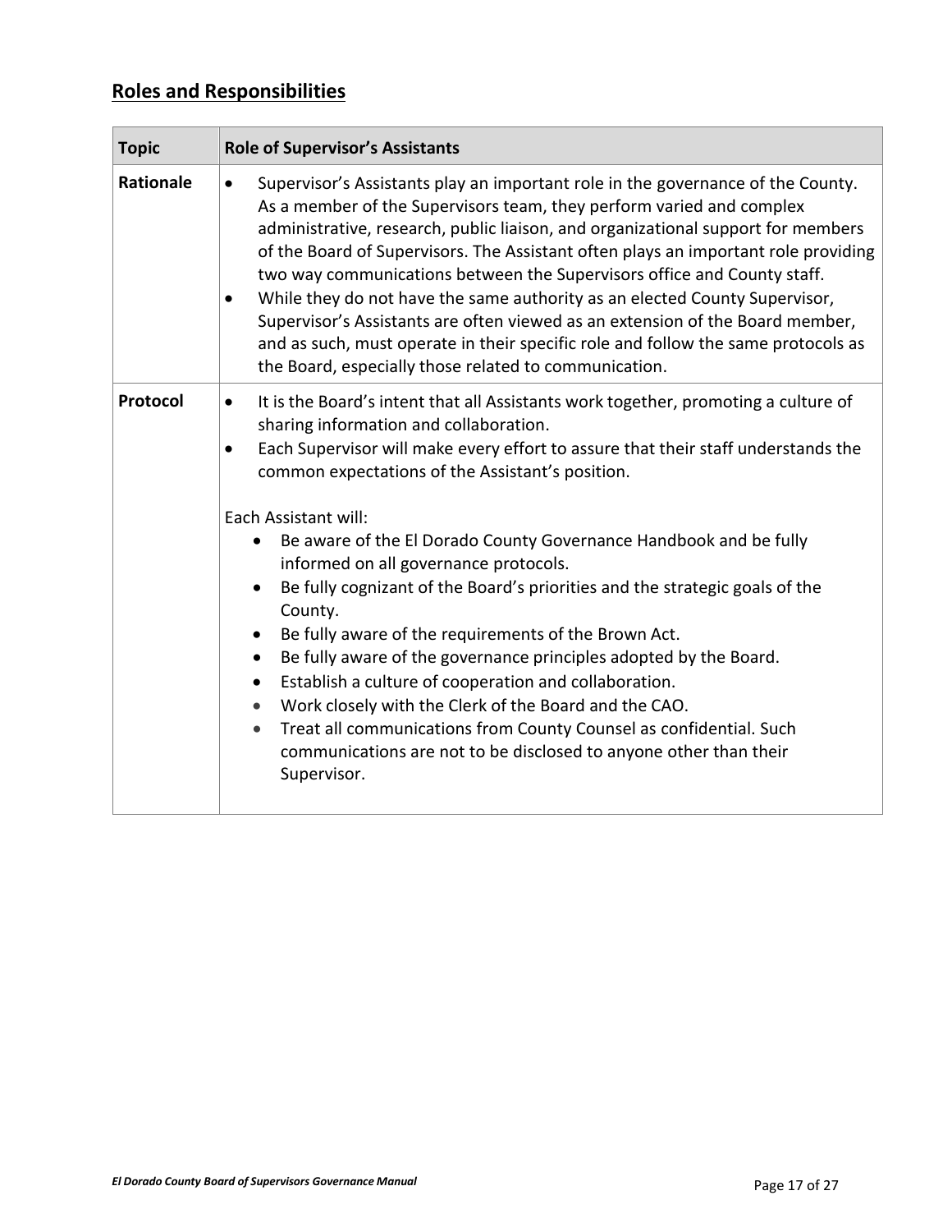## Roles and Responsibilities

| Topic | Role of Supervisor's Assistants |
| --- | --- |
| **Rationale** | • Supervisor's Assistants play an important role in the governance of the County. As a member of the Supervisors team, they perform varied and complex administrative, research, public liaison, and organizational support for members of the Board of Supervisors. The Assistant often plays an important role providing two way communications between the Supervisors office and County staff.<br>• While they do not have the same authority as an elected County Supervisor, Supervisor's Assistants are often viewed as an extension of the Board member, and as such, must operate in their specific role and follow the same protocols as the Board, especially those related to communication. |
| **Protocol** | • It is the Board's intent that all Assistants work together, promoting a culture of sharing information and collaboration.<br>• Each Supervisor will make every effort to assure that their staff understands the common expectations of the Assistant's position.<br><br>Each Assistant will:<br>• Be aware of the El Dorado County Governance Handbook and be fully informed on all governance protocols.<br>• Be fully cognizant of the Board's priorities and the strategic goals of the County.<br>• Be fully aware of the requirements of the Brown Act.<br>• Be fully aware of the governance principles adopted by the Board.<br>• Establish a culture of cooperation and collaboration.<br>• Work closely with the Clerk of the Board and the CAO.<br>• Treat all communications from County Counsel as confidential. Such communications are not to be disclosed to anyone other than their Supervisor. |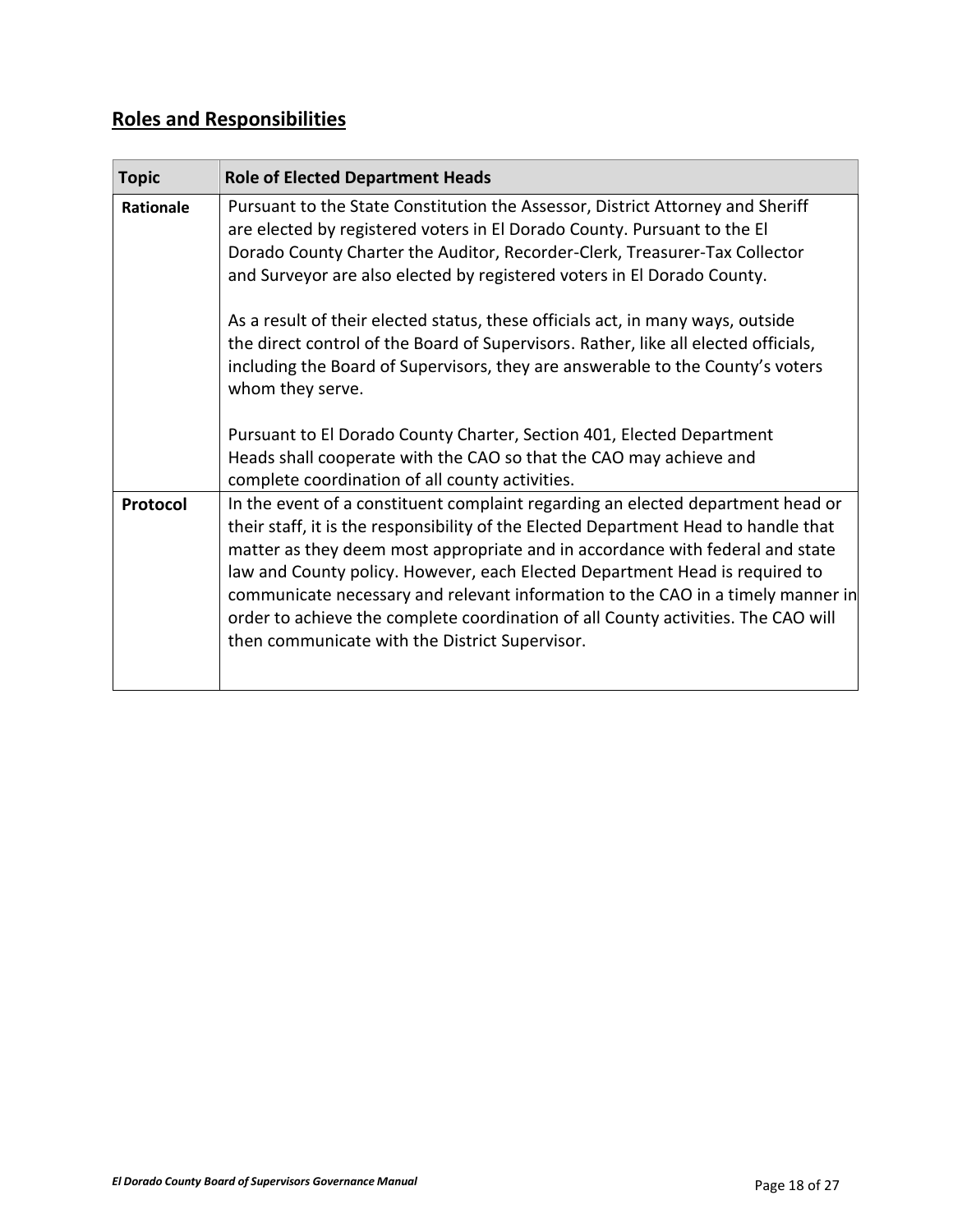## **Roles and Responsibilities**

| **Topic** | **Role of Elected Department Heads** |
|---|---|
| **Rationale** | Pursuant to the State Constitution the Assessor, District Attorney and Sheriff are elected by registered voters in El Dorado County. Pursuant to the El Dorado County Charter the Auditor, Recorder-Clerk, Treasurer-Tax Collector and Surveyor are also elected by registered voters in El Dorado County.<br><br>As a result of their elected status, these officials act, in many ways, outside the direct control of the Board of Supervisors. Rather, like all elected officials, including the Board of Supervisors, they are answerable to the County's voters whom they serve.<br><br>Pursuant to El Dorado County Charter, Section 401, Elected Department Heads shall cooperate with the CAO so that the CAO may achieve and complete coordination of all county activities. |
| **Protocol** | In the event of a constituent complaint regarding an elected department head or their staff, it is the responsibility of the Elected Department Head to handle that matter as they deem most appropriate and in accordance with federal and state law and County policy. However, each Elected Department Head is required to communicate necessary and relevant information to the CAO in a timely manner in order to achieve the complete coordination of all County activities. The CAO will then communicate with the District Supervisor. |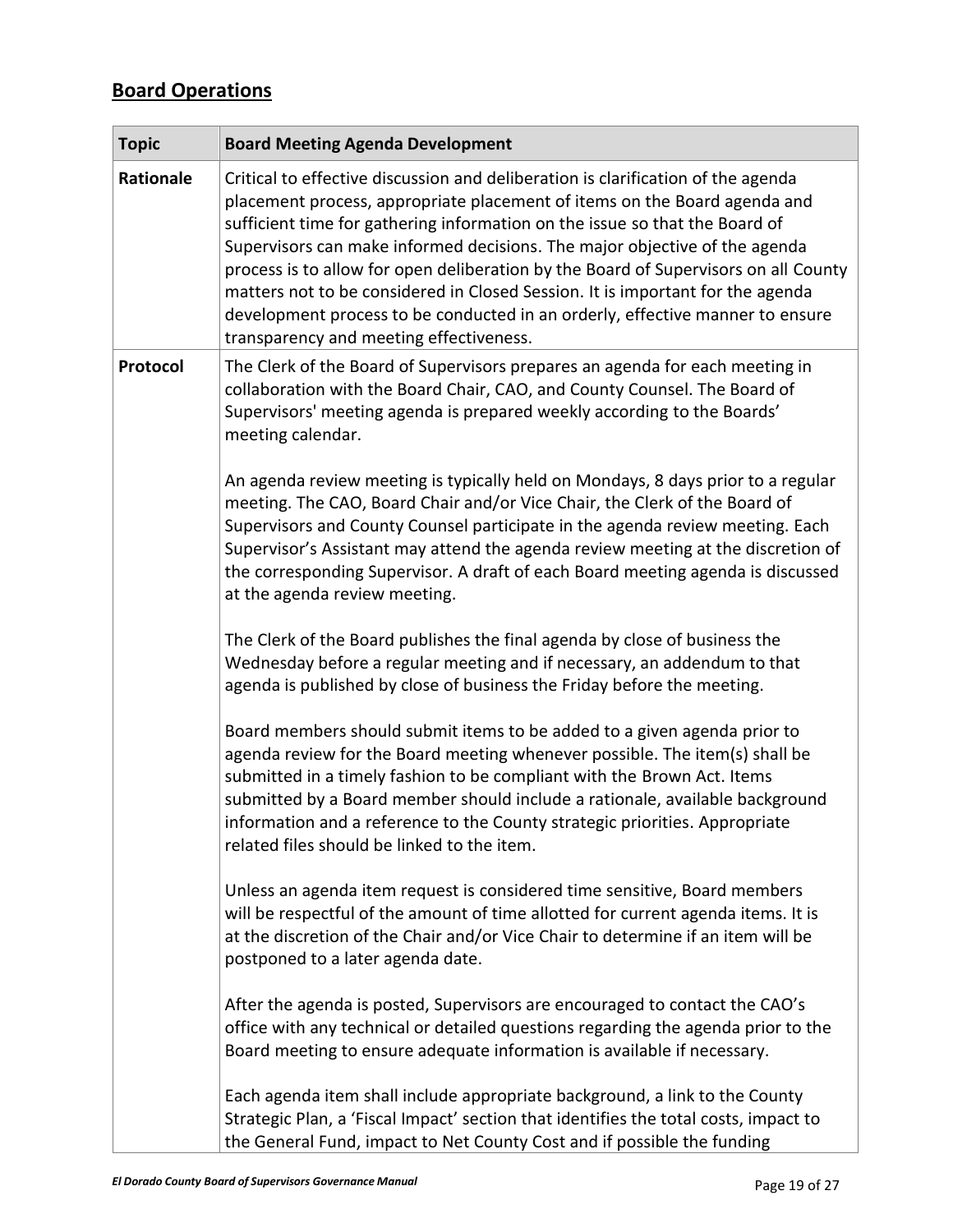## Board Operations

| Topic | Board Meeting Agenda Development |
|---|---|
| **Rationale** | Critical to effective discussion and deliberation is clarification of the agenda placement process, appropriate placement of items on the Board agenda and sufficient time for gathering information on the issue so that the Board of Supervisors can make informed decisions. The major objective of the agenda process is to allow for open deliberation by the Board of Supervisors on all County matters not to be considered in Closed Session. It is important for the agenda development process to be conducted in an orderly, effective manner to ensure transparency and meeting effectiveness. |
| **Protocol** | The Clerk of the Board of Supervisors prepares an agenda for each meeting in collaboration with the Board Chair, CAO, and County Counsel. The Board of Supervisors' meeting agenda is prepared weekly according to the Boards' meeting calendar.<br><br>An agenda review meeting is typically held on Mondays, 8 days prior to a regular meeting. The CAO, Board Chair and/or Vice Chair, the Clerk of the Board of Supervisors and County Counsel participate in the agenda review meeting. Each Supervisor's Assistant may attend the agenda review meeting at the discretion of the corresponding Supervisor. A draft of each Board meeting agenda is discussed at the agenda review meeting.<br><br>The Clerk of the Board publishes the final agenda by close of business the Wednesday before a regular meeting and if necessary, an addendum to that agenda is published by close of business the Friday before the meeting.<br><br>Board members should submit items to be added to a given agenda prior to agenda review for the Board meeting whenever possible. The item(s) shall be submitted in a timely fashion to be compliant with the Brown Act. Items submitted by a Board member should include a rationale, available background information and a reference to the County strategic priorities. Appropriate related files should be linked to the item.<br><br>Unless an agenda item request is considered time sensitive, Board members will be respectful of the amount of time allotted for current agenda items. It is at the discretion of the Chair and/or Vice Chair to determine if an item will be postponed to a later agenda date.<br><br>After the agenda is posted, Supervisors are encouraged to contact the CAO's office with any technical or detailed questions regarding the agenda prior to the Board meeting to ensure adequate information is available if necessary.<br><br>Each agenda item shall include appropriate background, a link to the County Strategic Plan, a 'Fiscal Impact' section that identifies the total costs, impact to the General Fund, impact to Net County Cost and if possible the funding |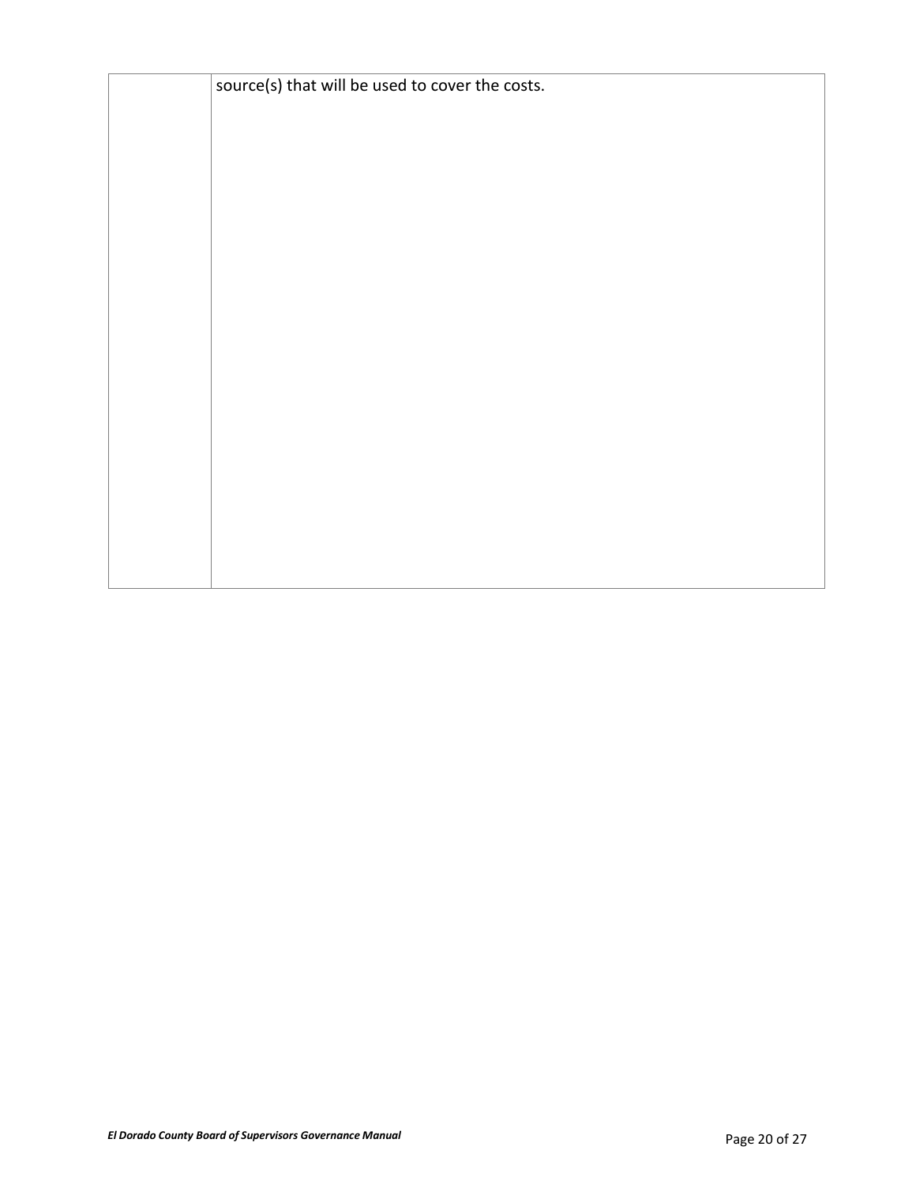| | |
|---|---|
| | source(s) that will be used to cover the costs. |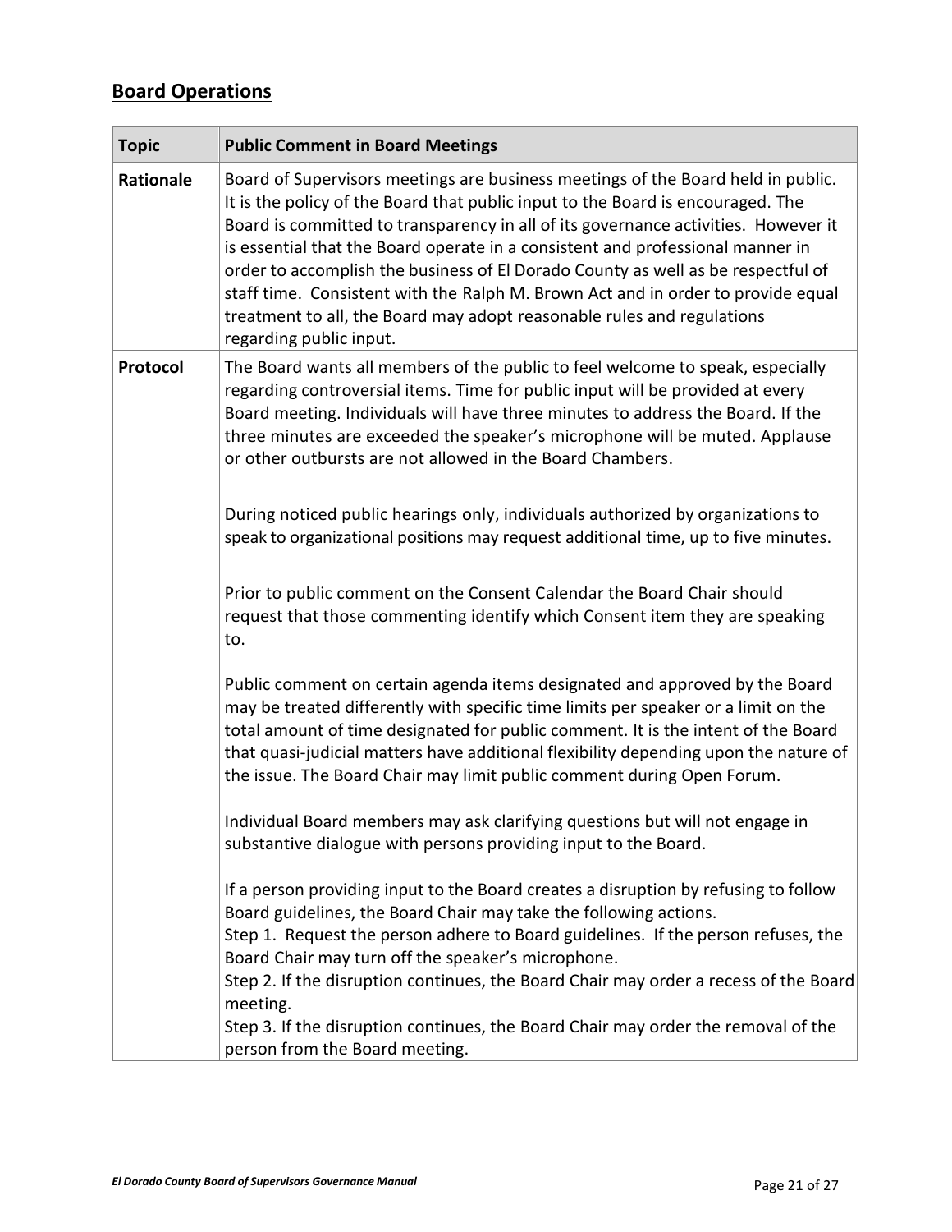## Board Operations

| Topic | Public Comment in Board Meetings |
|---|---|
| **Rationale** | Board of Supervisors meetings are business meetings of the Board held in public. It is the policy of the Board that public input to the Board is encouraged. The Board is committed to transparency in all of its governance activities. However it is essential that the Board operate in a consistent and professional manner in order to accomplish the business of El Dorado County as well as be respectful of staff time. Consistent with the Ralph M. Brown Act and in order to provide equal treatment to all, the Board may adopt reasonable rules and regulations regarding public input. |
| **Protocol** | The Board wants all members of the public to feel welcome to speak, especially regarding controversial items. Time for public input will be provided at every Board meeting. Individuals will have three minutes to address the Board. If the three minutes are exceeded the speaker's microphone will be muted. Applause or other outbursts are not allowed in the Board Chambers.<br><br>During noticed public hearings only, individuals authorized by organizations to speak to organizational positions may request additional time, up to five minutes.<br><br>Prior to public comment on the Consent Calendar the Board Chair should request that those commenting identify which Consent item they are speaking to.<br><br>Public comment on certain agenda items designated and approved by the Board may be treated differently with specific time limits per speaker or a limit on the total amount of time designated for public comment. It is the intent of the Board that quasi-judicial matters have additional flexibility depending upon the nature of the issue. The Board Chair may limit public comment during Open Forum.<br><br>Individual Board members may ask clarifying questions but will not engage in substantive dialogue with persons providing input to the Board.<br><br>If a person providing input to the Board creates a disruption by refusing to follow Board guidelines, the Board Chair may take the following actions.<br>Step 1. Request the person adhere to Board guidelines. If the person refuses, the Board Chair may turn off the speaker's microphone.<br>Step 2. If the disruption continues, the Board Chair may order a recess of the Board meeting.<br>Step 3. If the disruption continues, the Board Chair may order the removal of the person from the Board meeting. |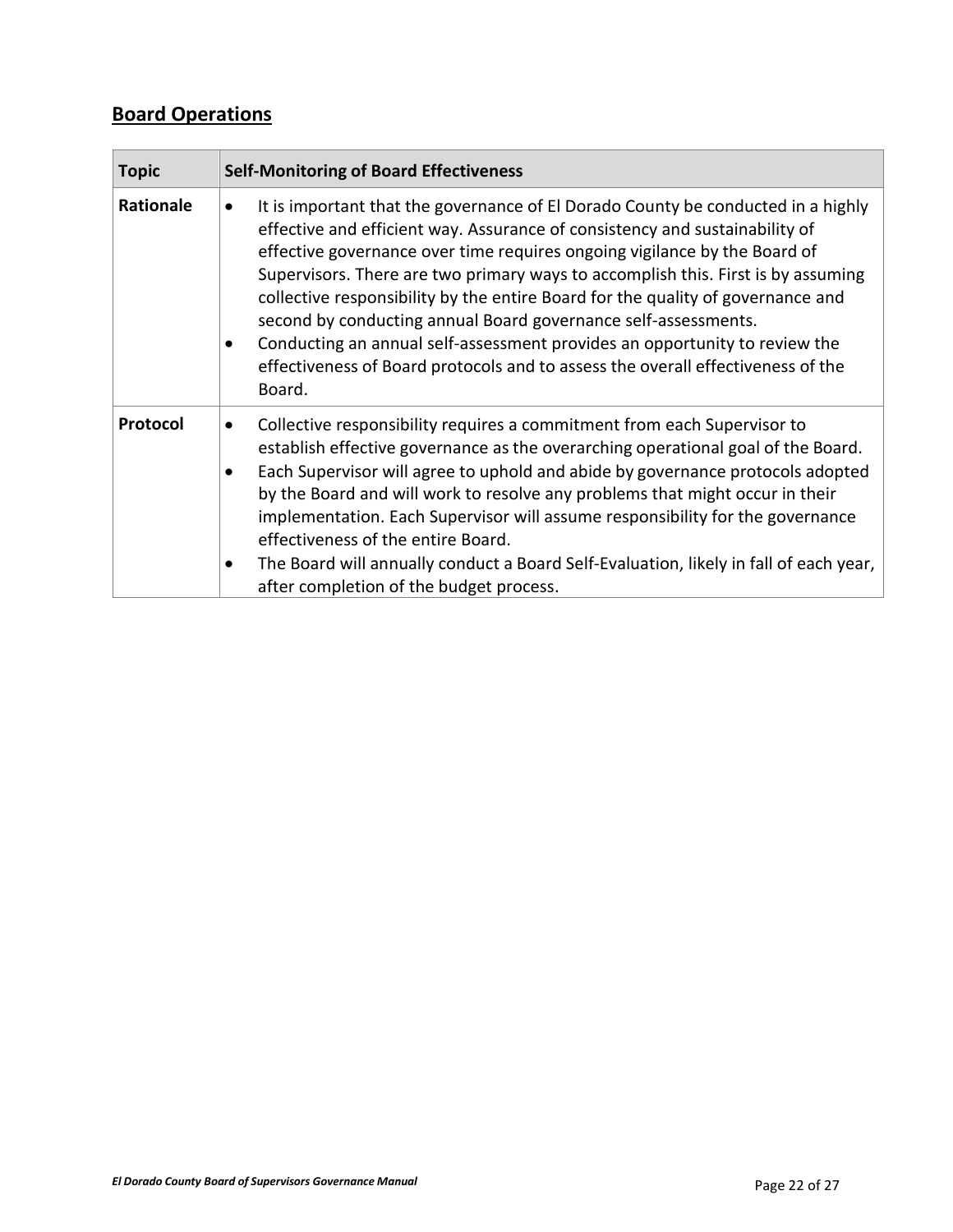## Board Operations

| Topic | Self-Monitoring of Board Effectiveness |
| --- | --- |
| **Rationale** | • It is important that the governance of El Dorado County be conducted in a highly effective and efficient way. Assurance of consistency and sustainability of effective governance over time requires ongoing vigilance by the Board of Supervisors. There are two primary ways to accomplish this. First is by assuming collective responsibility by the entire Board for the quality of governance and second by conducting annual Board governance self-assessments.<br>• Conducting an annual self-assessment provides an opportunity to review the effectiveness of Board protocols and to assess the overall effectiveness of the Board. |
| **Protocol** | • Collective responsibility requires a commitment from each Supervisor to establish effective governance as the overarching operational goal of the Board.<br>• Each Supervisor will agree to uphold and abide by governance protocols adopted by the Board and will work to resolve any problems that might occur in their implementation. Each Supervisor will assume responsibility for the governance effectiveness of the entire Board.<br>• The Board will annually conduct a Board Self-Evaluation, likely in fall of each year, after completion of the budget process. |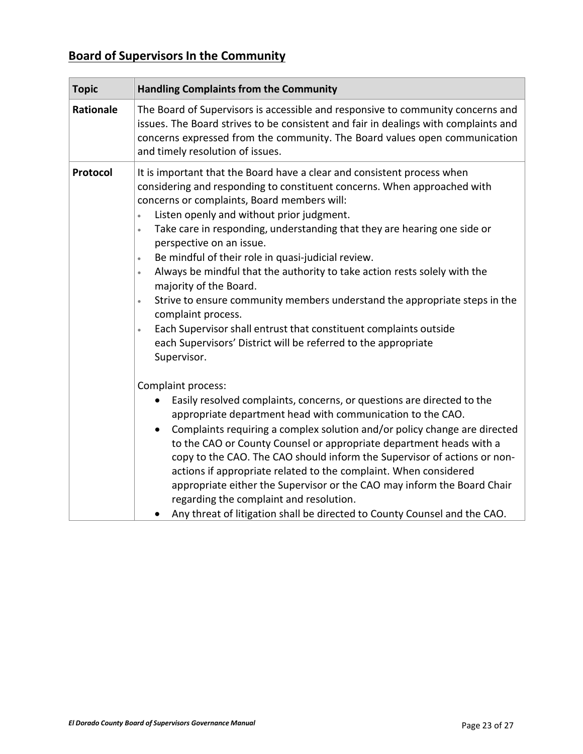## Board of Supervisors In the Community

| Topic | Handling Complaints from the Community |
|---|---|
| **Rationale** | The Board of Supervisors is accessible and responsive to community concerns and issues. The Board strives to be consistent and fair in dealings with complaints and concerns expressed from the community. The Board values open communication and timely resolution of issues. |
| **Protocol** | It is important that the Board have a clear and consistent process when considering and responding to constituent concerns. When approached with concerns or complaints, Board members will:<br>• Listen openly and without prior judgment.<br>• Take care in responding, understanding that they are hearing one side or perspective on an issue.<br>• Be mindful of their role in quasi-judicial review.<br>• Always be mindful that the authority to take action rests solely with the majority of the Board.<br>• Strive to ensure community members understand the appropriate steps in the complaint process.<br>• Each Supervisor shall entrust that constituent complaints outside each Supervisors' District will be referred to the appropriate Supervisor.<br><br>Complaint process:<br>• Easily resolved complaints, concerns, or questions are directed to the appropriate department head with communication to the CAO.<br>• Complaints requiring a complex solution and/or policy change are directed to the CAO or County Counsel or appropriate department heads with a copy to the CAO. The CAO should inform the Supervisor of actions or non-actions if appropriate related to the complaint. When considered appropriate either the Supervisor or the CAO may inform the Board Chair regarding the complaint and resolution.<br>• Any threat of litigation shall be directed to County Counsel and the CAO. |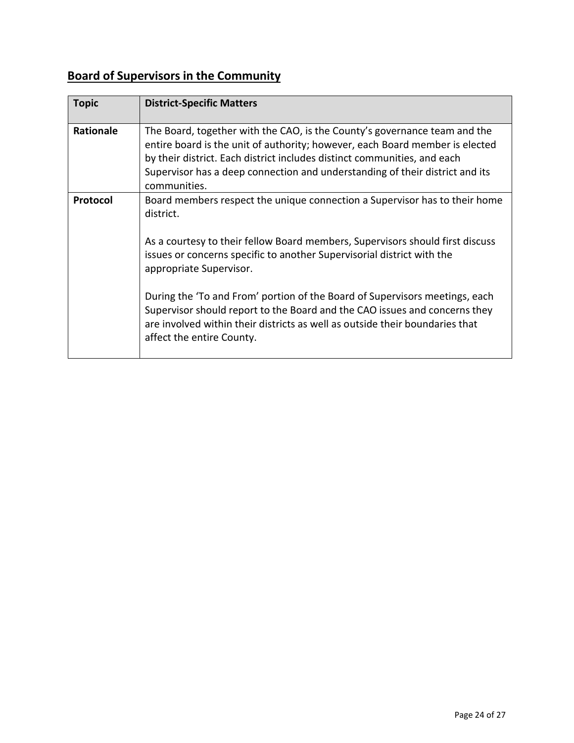## Board of Supervisors in the Community

| Topic | District-Specific Matters |
|---|---|
| **Rationale** | The Board, together with the CAO, is the County's governance team and the entire board is the unit of authority; however, each Board member is elected by their district. Each district includes distinct communities, and each Supervisor has a deep connection and understanding of their district and its communities. |
| **Protocol** | Board members respect the unique connection a Supervisor has to their home district.<br><br>As a courtesy to their fellow Board members, Supervisors should first discuss issues or concerns specific to another Supervisorial district with the appropriate Supervisor.<br><br>During the 'To and From' portion of the Board of Supervisors meetings, each Supervisor should report to the Board and the CAO issues and concerns they are involved within their districts as well as outside their boundaries that affect the entire County. |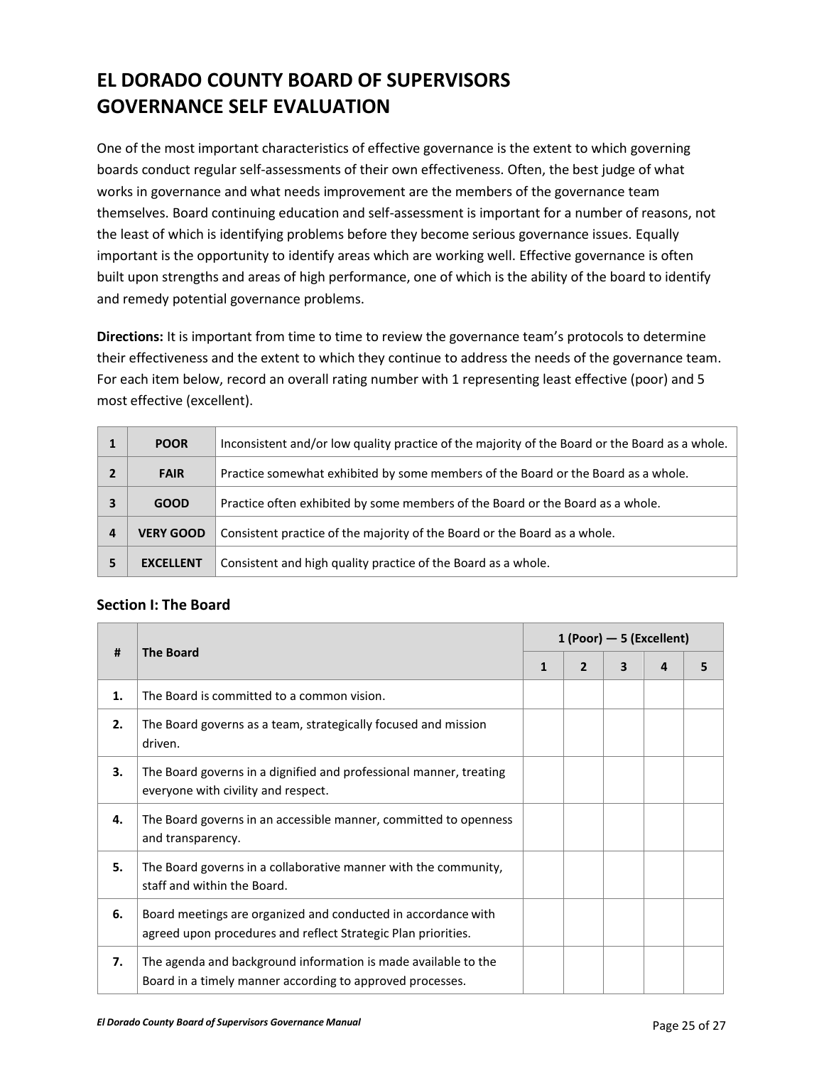# EL DORADO COUNTY BOARD OF SUPERVISORS GOVERNANCE SELF EVALUATION

One of the most important characteristics of effective governance is the extent to which governing boards conduct regular self-assessments of their own effectiveness. Often, the best judge of what works in governance and what needs improvement are the members of the governance team themselves. Board continuing education and self-assessment is important for a number of reasons, not the least of which is identifying problems before they become serious governance issues. Equally important is the opportunity to identify areas which are working well. Effective governance is often built upon strengths and areas of high performance, one of which is the ability of the board to identify and remedy potential governance problems.

**Directions:** It is important from time to time to review the governance team's protocols to determine their effectiveness and the extent to which they continue to address the needs of the governance team. For each item below, record an overall rating number with 1 representing least effective (poor) and 5 most effective (excellent).

| | | |
|---|---|---|
| **1** | **POOR** | Inconsistent and/or low quality practice of the majority of the Board or the Board as a whole. |
| **2** | **FAIR** | Practice somewhat exhibited by some members of the Board or the Board as a whole. |
| **3** | **GOOD** | Practice often exhibited by some members of the Board or the Board as a whole. |
| **4** | **VERY GOOD** | Consistent practice of the majority of the Board or the Board as a whole. |
| **5** | **EXCELLENT** | Consistent and high quality practice of the Board as a whole. |

## Section I: The Board

| # | The Board | 1 (Poor) — 5 (Excellent) | | | | |
|---|---|---|---|---|---|---|
| | | 1 | 2 | 3 | 4 | 5 |
| **1.** | The Board is committed to a common vision. | | | | | |
| **2.** | The Board governs as a team, strategically focused and mission driven. | | | | | |
| **3.** | The Board governs in a dignified and professional manner, treating everyone with civility and respect. | | | | | |
| **4.** | The Board governs in an accessible manner, committed to openness and transparency. | | | | | |
| **5.** | The Board governs in a collaborative manner with the community, staff and within the Board. | | | | | |
| **6.** | Board meetings are organized and conducted in accordance with agreed upon procedures and reflect Strategic Plan priorities. | | | | | |
| **7.** | The agenda and background information is made available to the Board in a timely manner according to approved processes. | | | | | |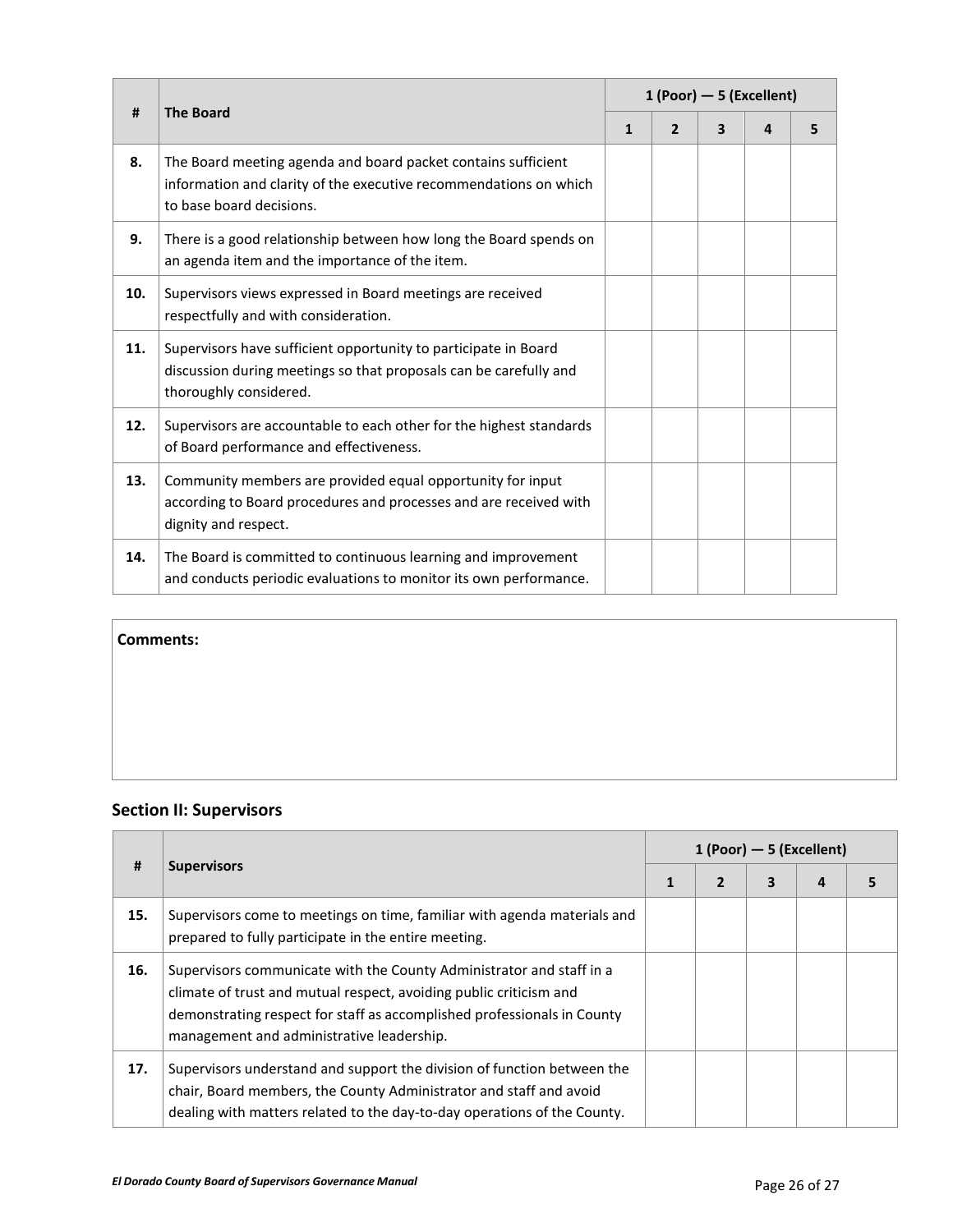| # | The Board | 1 (Poor) — 5 (Excellent) | | | | |
|---|---|---|---|---|---|---|
| | | 1 | 2 | 3 | 4 | 5 |
| **8.** | The Board meeting agenda and board packet contains sufficient information and clarity of the executive recommendations on which to base board decisions. | | | | | |
| **9.** | There is a good relationship between how long the Board spends on an agenda item and the importance of the item. | | | | | |
| **10.** | Supervisors views expressed in Board meetings are received respectfully and with consideration. | | | | | |
| **11.** | Supervisors have sufficient opportunity to participate in Board discussion during meetings so that proposals can be carefully and thoroughly considered. | | | | | |
| **12.** | Supervisors are accountable to each other for the highest standards of Board performance and effectiveness. | | | | | |
| **13.** | Community members are provided equal opportunity for input according to Board procedures and processes and are received with dignity and respect. | | | | | |
| **14.** | The Board is committed to continuous learning and improvement and conducts periodic evaluations to monitor its own performance. | | | | | |

**Comments:**

## Section II: Supervisors

| # | Supervisors | 1 (Poor) — 5 (Excellent) | | | | |
|---|---|---|---|---|---|---|
| | | 1 | 2 | 3 | 4 | 5 |
| **15.** | Supervisors come to meetings on time, familiar with agenda materials and prepared to fully participate in the entire meeting. | | | | | |
| **16.** | Supervisors communicate with the County Administrator and staff in a climate of trust and mutual respect, avoiding public criticism and demonstrating respect for staff as accomplished professionals in County management and administrative leadership. | | | | | |
| **17.** | Supervisors understand and support the division of function between the chair, Board members, the County Administrator and staff and avoid dealing with matters related to the day-to-day operations of the County. | | | | | |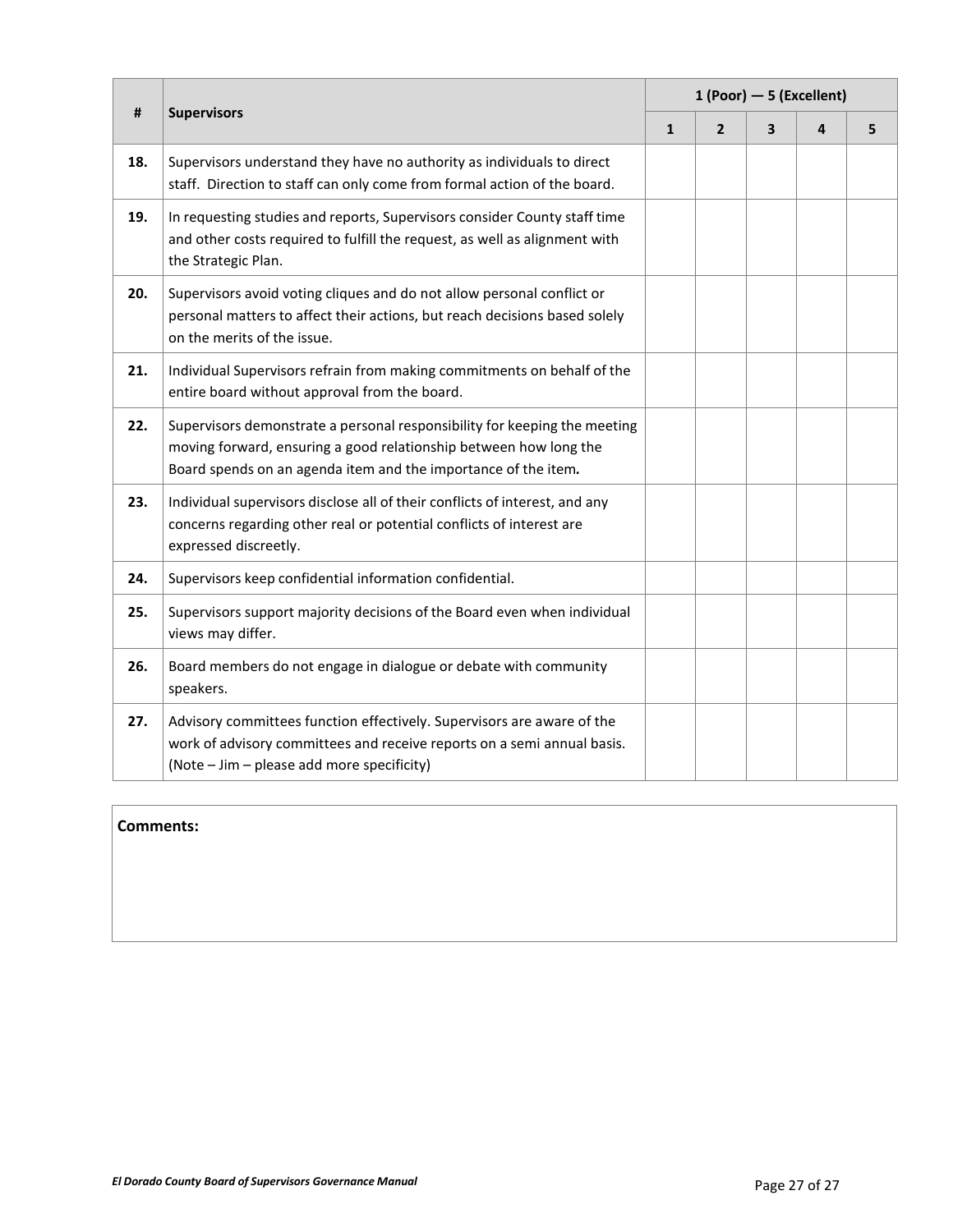| # | Supervisors | 1 (Poor) — 5 (Excellent) | | | | |
|---|---|---|---|---|---|---|
| | | 1 | 2 | 3 | 4 | 5 |
| **18.** | Supervisors understand they have no authority as individuals to direct staff. Direction to staff can only come from formal action of the board. | | | | | |
| **19.** | In requesting studies and reports, Supervisors consider County staff time and other costs required to fulfill the request, as well as alignment with the Strategic Plan. | | | | | |
| **20.** | Supervisors avoid voting cliques and do not allow personal conflict or personal matters to affect their actions, but reach decisions based solely on the merits of the issue. | | | | | |
| **21.** | Individual Supervisors refrain from making commitments on behalf of the entire board without approval from the board. | | | | | |
| **22.** | Supervisors demonstrate a personal responsibility for keeping the meeting moving forward, ensuring a good relationship between how long the Board spends on an agenda item and the importance of the item. | | | | | |
| **23.** | Individual supervisors disclose all of their conflicts of interest, and any concerns regarding other real or potential conflicts of interest are expressed discreetly. | | | | | |
| **24.** | Supervisors keep confidential information confidential. | | | | | |
| **25.** | Supervisors support majority decisions of the Board even when individual views may differ. | | | | | |
| **26.** | Board members do not engage in dialogue or debate with community speakers. | | | | | |
| **27.** | Advisory committees function effectively. Supervisors are aware of the work of advisory committees and receive reports on a semi annual basis. (Note – Jim – please add more specificity) | | | | | |

**Comments:**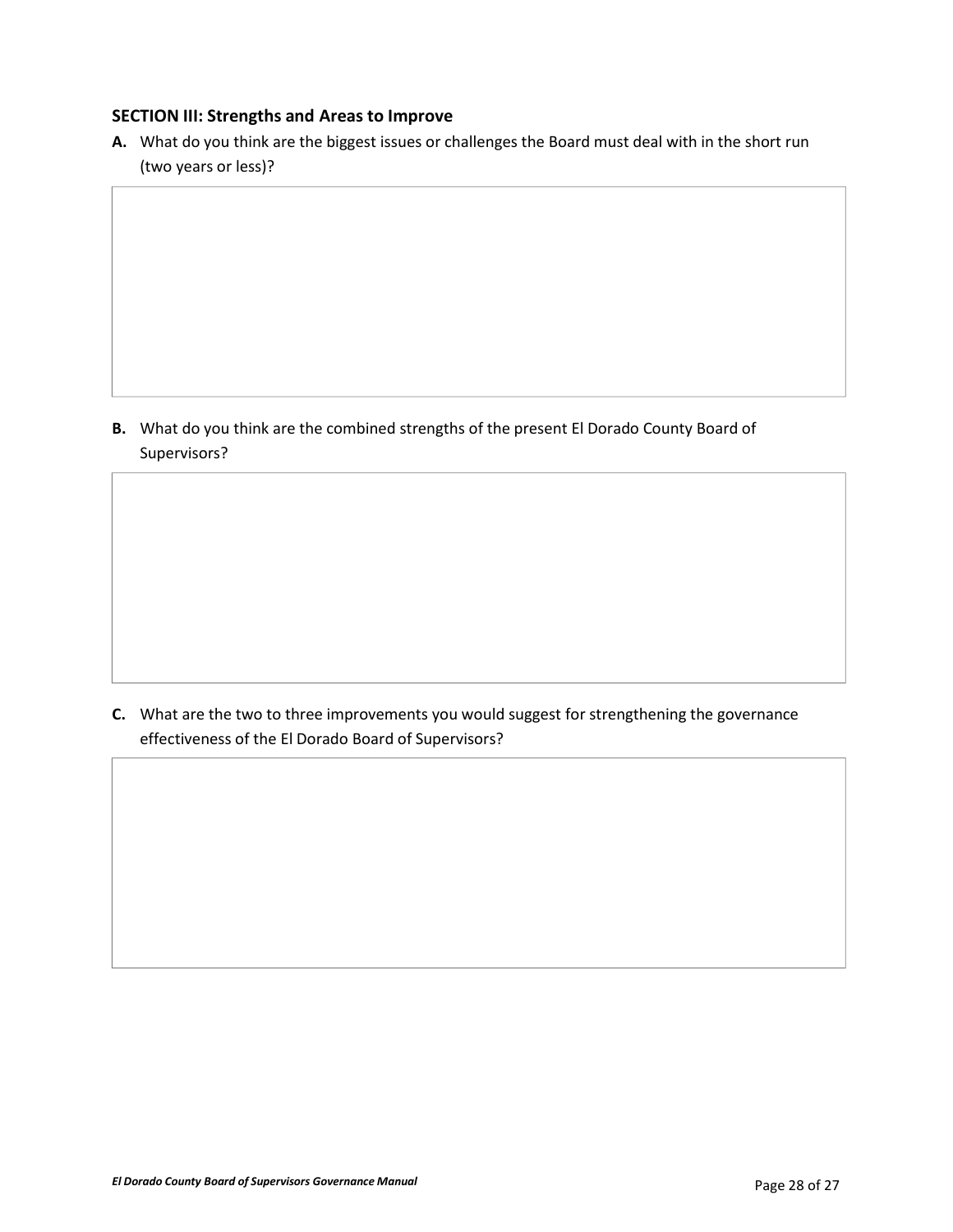### SECTION III: Strengths and Areas to Improve

**A.** What do you think are the biggest issues or challenges the Board must deal with in the short run (two years or less)?

**B.** What do you think are the combined strengths of the present El Dorado County Board of Supervisors?

**C.** What are the two to three improvements you would suggest for strengthening the governance effectiveness of the El Dorado Board of Supervisors?